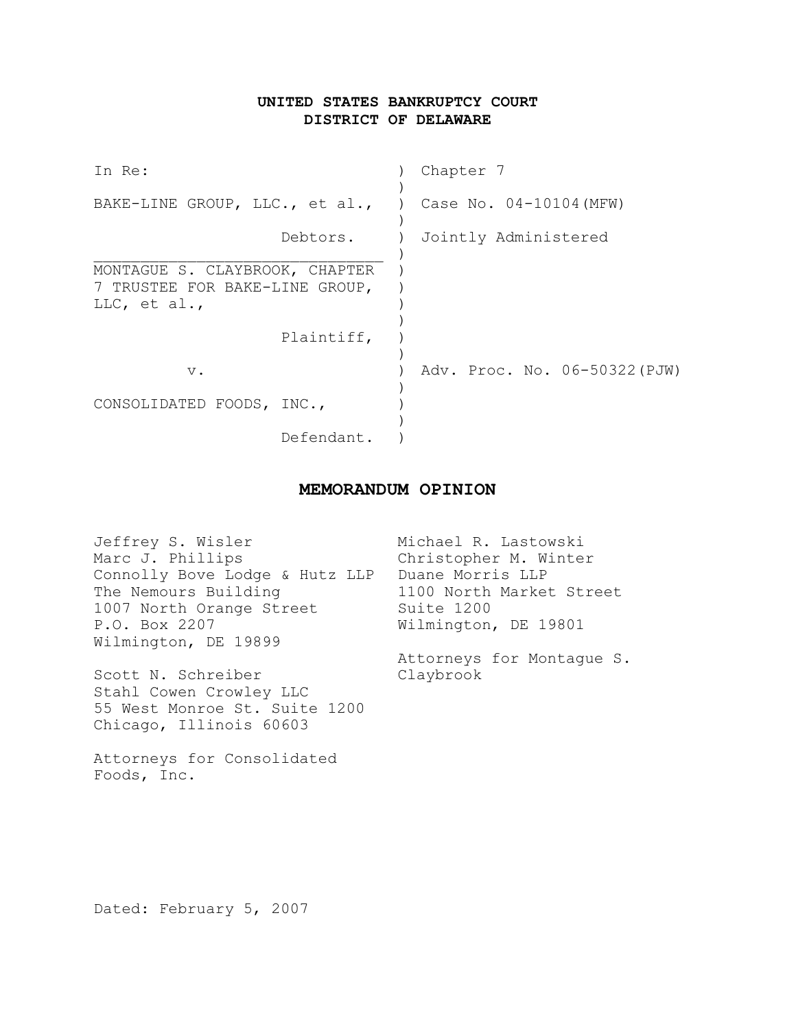**UNITED STATES BANKRUPTCY COURT**
**DISTRICT OF DELAWARE**

| | | |
|---|---|---|
| In Re: | ) | Chapter 7 |
| BAKE-LINE GROUP, LLC., et al., | ) | Case No. 04-10104(MFW) |
| Debtors. | ) | Jointly Administered |
| MONTAGUE S. CLAYBROOK, CHAPTER 7 TRUSTEE FOR BAKE-LINE GROUP, LLC, et al., | ) | |
| Plaintiff, | ) | |
| v. | ) | Adv. Proc. No. 06-50322(PJW) |
| CONSOLIDATED FOODS, INC., | ) | |
| Defendant. | ) | |

## MEMORANDUM OPINION

Jeffrey S. Wisler
Marc J. Phillips
Connolly Bove Lodge & Hutz LLP
The Nemours Building
1007 North Orange Street
P.O. Box 2207
Wilmington, DE 19899

Scott N. Schreiber
Stahl Cowen Crowley LLC
55 West Monroe St. Suite 1200
Chicago, Illinois 60603

Attorneys for Consolidated Foods, Inc.

Michael R. Lastowski
Christopher M. Winter
Duane Morris LLP
1100 North Market Street
Suite 1200
Wilmington, DE 19801

Attorneys for Montague S. Claybrook

Dated: February 5, 2007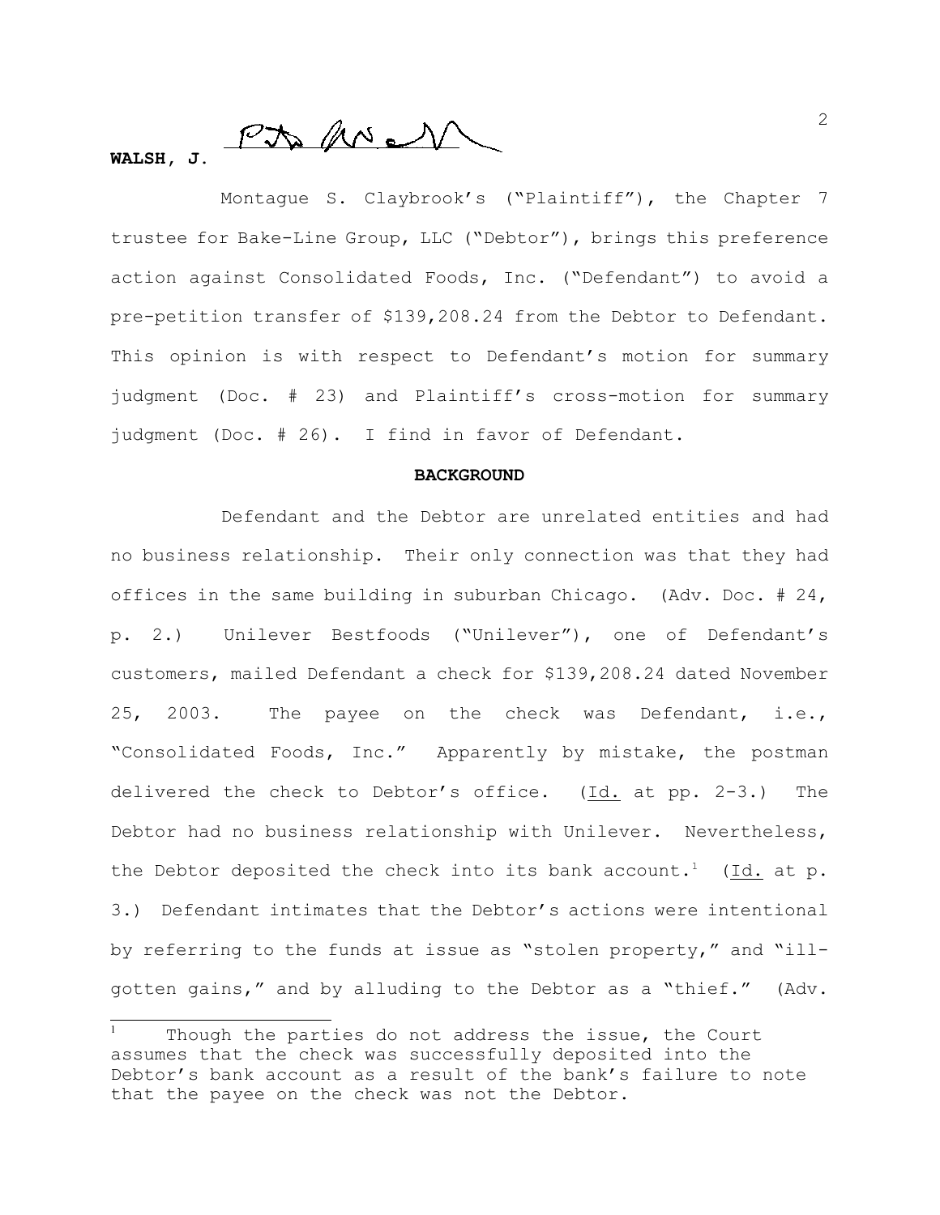**WALSH, J.**

Montague S. Claybrook's ("Plaintiff"), the Chapter 7 trustee for Bake-Line Group, LLC ("Debtor"), brings this preference action against Consolidated Foods, Inc. ("Defendant") to avoid a pre-petition transfer of $139,208.24 from the Debtor to Defendant. This opinion is with respect to Defendant's motion for summary judgment (Doc. # 23) and Plaintiff's cross-motion for summary judgment (Doc. # 26). I find in favor of Defendant.

**BACKGROUND**

Defendant and the Debtor are unrelated entities and had no business relationship. Their only connection was that they had offices in the same building in suburban Chicago. (Adv. Doc. # 24, p. 2.) Unilever Bestfoods ("Unilever"), one of Defendant's customers, mailed Defendant a check for $139,208.24 dated November 25, 2003. The payee on the check was Defendant, i.e., "Consolidated Foods, Inc." Apparently by mistake, the postman delivered the check to Debtor's office. (Id. at pp. 2-3.) The Debtor had no business relationship with Unilever. Nevertheless, the Debtor deposited the check into its bank account.[1] (Id. at p. 3.) Defendant intimates that the Debtor's actions were intentional by referring to the funds at issue as "stolen property," and "ill-gotten gains," and by alluding to the Debtor as a "thief." (Adv.

[1] Though the parties do not address the issue, the Court assumes that the check was successfully deposited into the Debtor's bank account as a result of the bank's failure to note that the payee on the check was not the Debtor.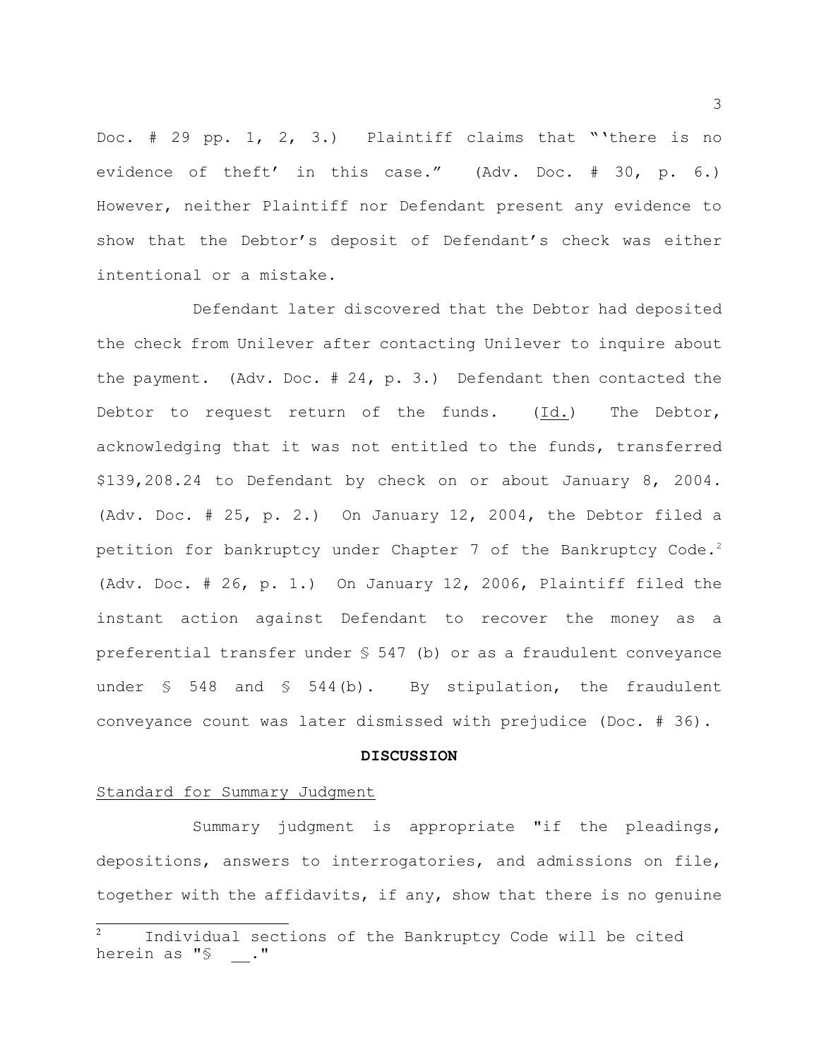Doc. # 29 pp. 1, 2, 3.) Plaintiff claims that "'there is no evidence of theft' in this case." (Adv. Doc. # 30, p. 6.) However, neither Plaintiff nor Defendant present any evidence to show that the Debtor's deposit of Defendant's check was either intentional or a mistake.

Defendant later discovered that the Debtor had deposited the check from Unilever after contacting Unilever to inquire about the payment. (Adv. Doc. # 24, p. 3.) Defendant then contacted the Debtor to request return of the funds. (Id.) The Debtor, acknowledging that it was not entitled to the funds, transferred $139,208.24 to Defendant by check on or about January 8, 2004. (Adv. Doc. # 25, p. 2.) On January 12, 2004, the Debtor filed a petition for bankruptcy under Chapter 7 of the Bankruptcy Code.[2] (Adv. Doc. # 26, p. 1.) On January 12, 2006, Plaintiff filed the instant action against Defendant to recover the money as a preferential transfer under § 547 (b) or as a fraudulent conveyance under § 548 and § 544(b). By stipulation, the fraudulent conveyance count was later dismissed with prejudice (Doc. # 36).

**DISCUSSION**

Standard for Summary Judgment

Summary judgment is appropriate "if the pleadings, depositions, answers to interrogatories, and admissions on file, together with the affidavits, if any, show that there is no genuine

[2] Individual sections of the Bankruptcy Code will be cited herein as "§ __."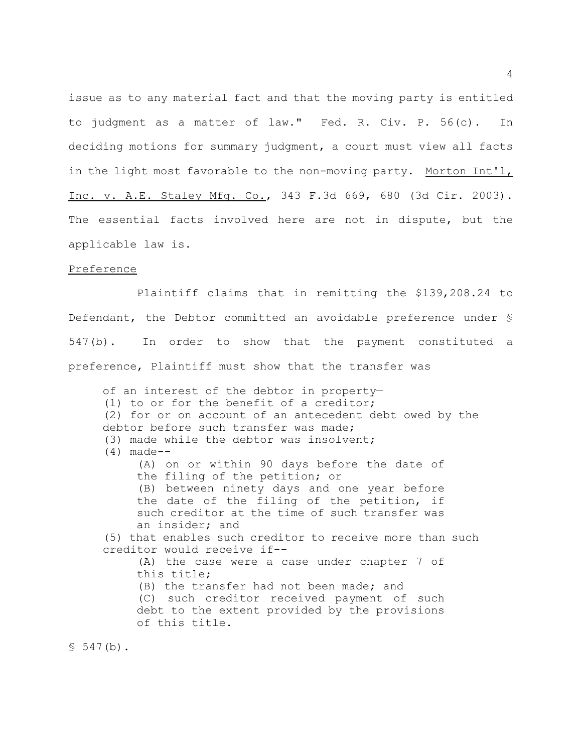issue as to any material fact and that the moving party is entitled to judgment as a matter of law." Fed. R. Civ. P. 56(c). In deciding motions for summary judgment, a court must view all facts in the light most favorable to the non-moving party. Morton Int'l, Inc. v. A.E. Staley Mfg. Co., 343 F.3d 669, 680 (3d Cir. 2003). The essential facts involved here are not in dispute, but the applicable law is.

Preference

Plaintiff claims that in remitting the $139,208.24 to Defendant, the Debtor committed an avoidable preference under § 547(b). In order to show that the payment constituted a preference, Plaintiff must show that the transfer was

> of an interest of the debtor in property—
> (1) to or for the benefit of a creditor;
> (2) for or on account of an antecedent debt owed by the debtor before such transfer was made;
> (3) made while the debtor was insolvent;
> (4) made--
>> (A) on or within 90 days before the date of the filing of the petition; or
>> (B) between ninety days and one year before the date of the filing of the petition, if such creditor at the time of such transfer was an insider; and
>
> (5) that enables such creditor to receive more than such creditor would receive if--
>> (A) the case were a case under chapter 7 of this title;
>> (B) the transfer had not been made; and
>> (C) such creditor received payment of such debt to the extent provided by the provisions of this title.

§ 547(b).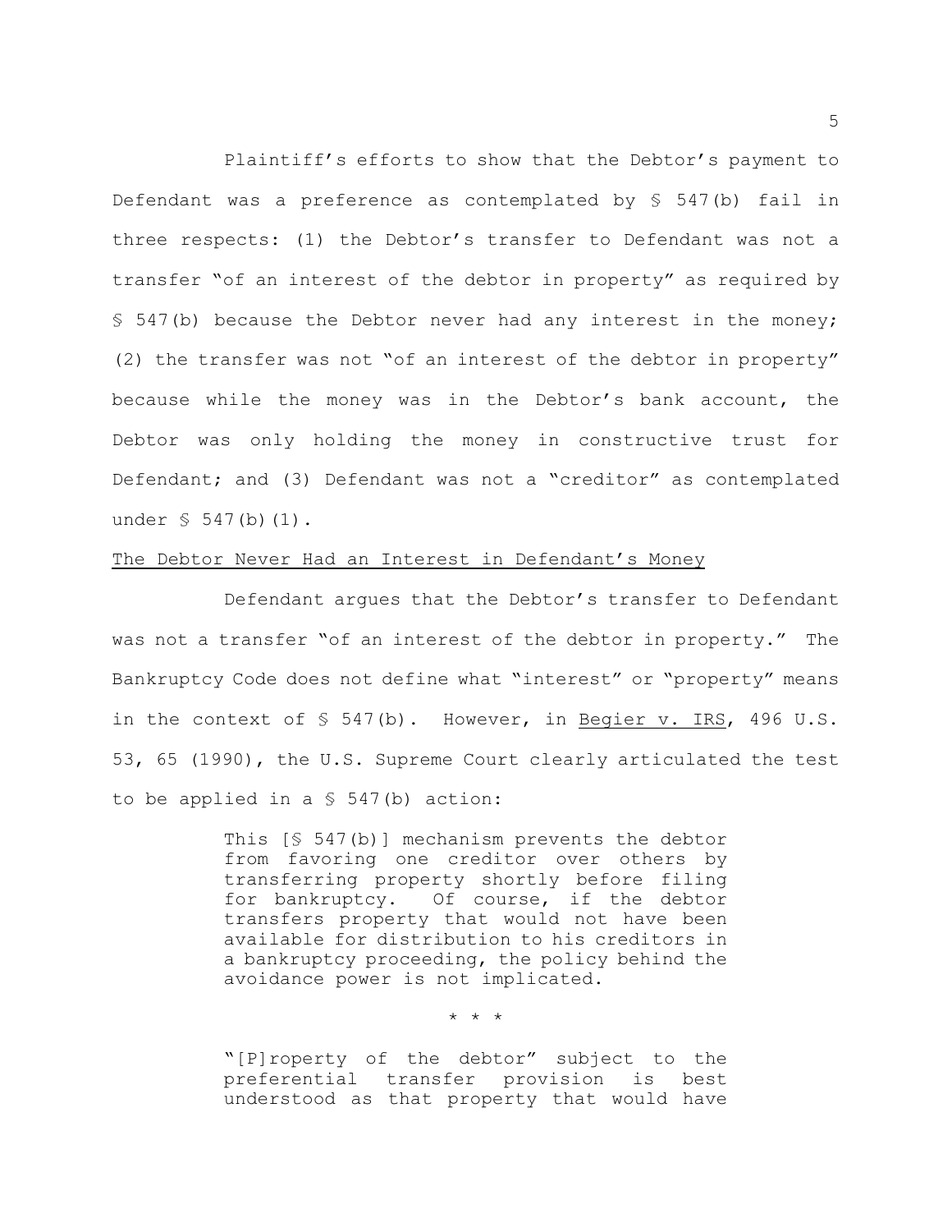Plaintiff's efforts to show that the Debtor's payment to Defendant was a preference as contemplated by § 547(b) fail in three respects: (1) the Debtor's transfer to Defendant was not a transfer "of an interest of the debtor in property" as required by § 547(b) because the Debtor never had any interest in the money; (2) the transfer was not "of an interest of the debtor in property" because while the money was in the Debtor's bank account, the Debtor was only holding the money in constructive trust for Defendant; and (3) Defendant was not a "creditor" as contemplated under § 547(b)(1).

<u>The Debtor Never Had an Interest in Defendant's Money</u>

Defendant argues that the Debtor's transfer to Defendant was not a transfer "of an interest of the debtor in property." The Bankruptcy Code does not define what "interest" or "property" means in the context of § 547(b). However, in <u>Begier v. IRS</u>, 496 U.S. 53, 65 (1990), the U.S. Supreme Court clearly articulated the test to be applied in a § 547(b) action:

> This [§ 547(b)] mechanism prevents the debtor from favoring one creditor over others by transferring property shortly before filing for bankruptcy. Of course, if the debtor transfers property that would not have been available for distribution to his creditors in a bankruptcy proceeding, the policy behind the avoidance power is not implicated.
>
> \* \* \*
>
> "[P]roperty of the debtor" subject to the preferential transfer provision is best understood as that property that would have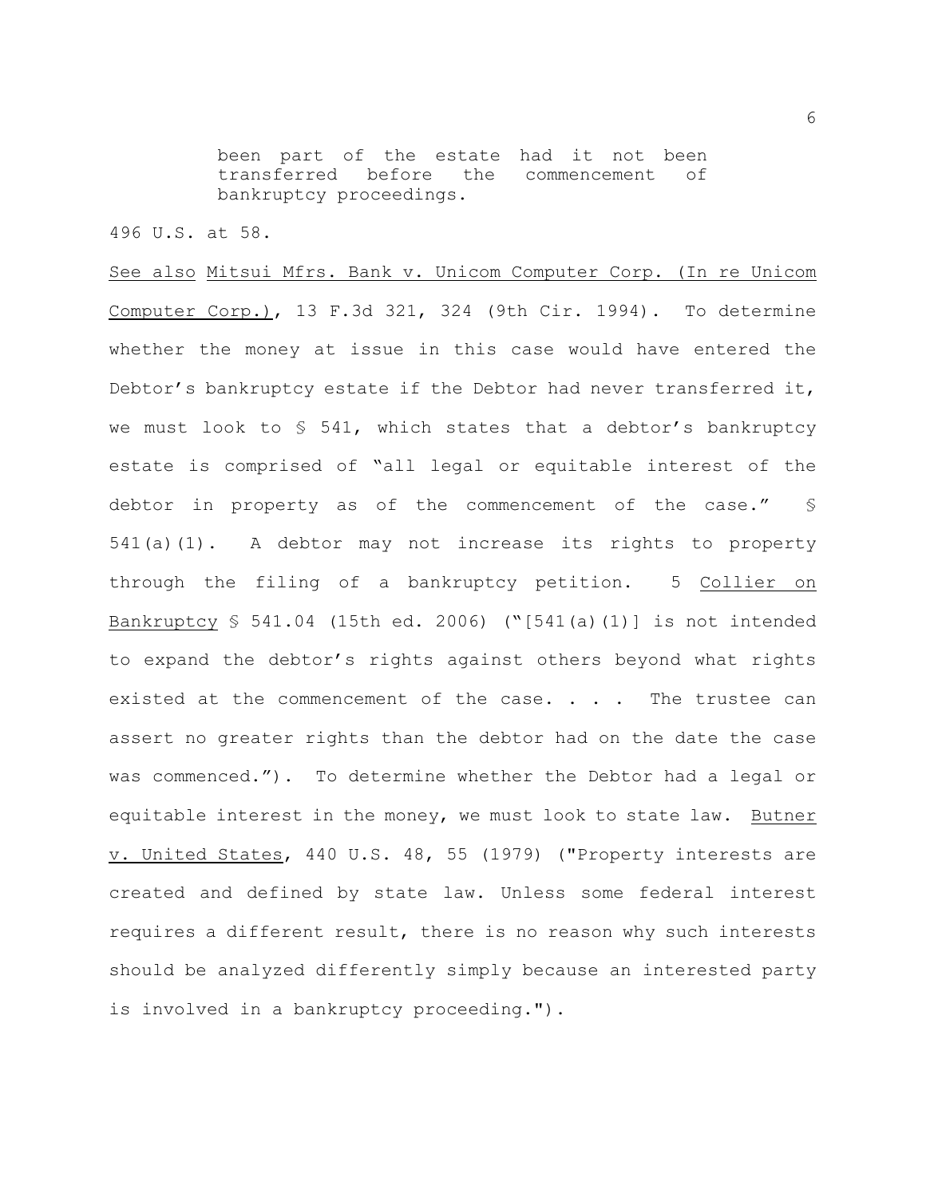> been part of the estate had it not been transferred before the commencement of bankruptcy proceedings.

496 U.S. at 58.

See also Mitsui Mfrs. Bank v. Unicom Computer Corp. (In re Unicom Computer Corp.), 13 F.3d 321, 324 (9th Cir. 1994). To determine whether the money at issue in this case would have entered the Debtor's bankruptcy estate if the Debtor had never transferred it, we must look to § 541, which states that a debtor's bankruptcy estate is comprised of "all legal or equitable interest of the debtor in property as of the commencement of the case." § 541(a)(1). A debtor may not increase its rights to property through the filing of a bankruptcy petition. 5 Collier on Bankruptcy § 541.04 (15th ed. 2006) ("[541(a)(1)] is not intended to expand the debtor's rights against others beyond what rights existed at the commencement of the case. . . . The trustee can assert no greater rights than the debtor had on the date the case was commenced."). To determine whether the Debtor had a legal or equitable interest in the money, we must look to state law. Butner v. United States, 440 U.S. 48, 55 (1979) ("Property interests are created and defined by state law. Unless some federal interest requires a different result, there is no reason why such interests should be analyzed differently simply because an interested party is involved in a bankruptcy proceeding.").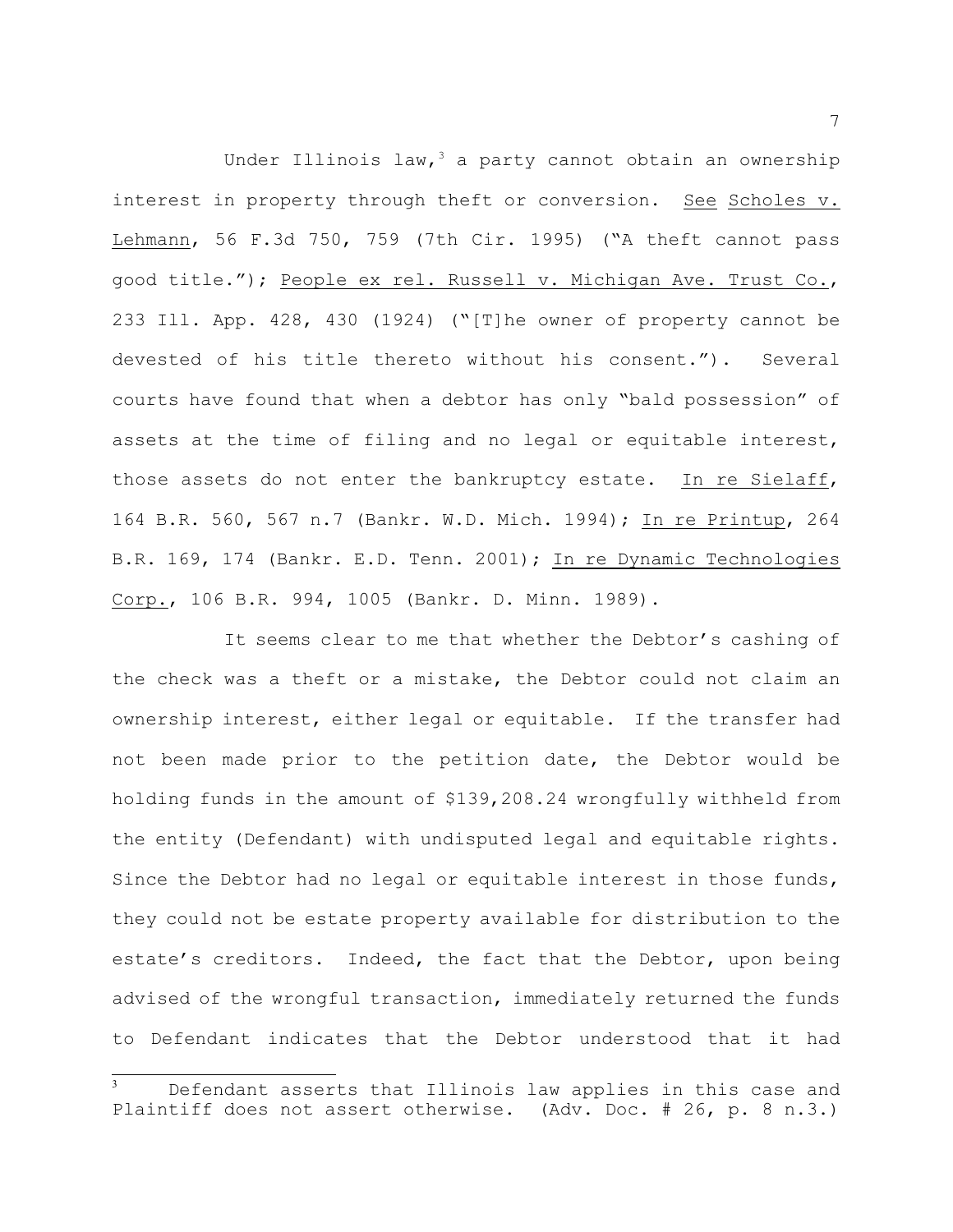Under Illinois law,[3] a party cannot obtain an ownership interest in property through theft or conversion. See Scholes v. Lehmann, 56 F.3d 750, 759 (7th Cir. 1995) ("A theft cannot pass good title."); People ex rel. Russell v. Michigan Ave. Trust Co., 233 Ill. App. 428, 430 (1924) ("[T]he owner of property cannot be devested of his title thereto without his consent."). Several courts have found that when a debtor has only "bald possession" of assets at the time of filing and no legal or equitable interest, those assets do not enter the bankruptcy estate. In re Sielaff, 164 B.R. 560, 567 n.7 (Bankr. W.D. Mich. 1994); In re Printup, 264 B.R. 169, 174 (Bankr. E.D. Tenn. 2001); In re Dynamic Technologies Corp., 106 B.R. 994, 1005 (Bankr. D. Minn. 1989).

It seems clear to me that whether the Debtor's cashing of the check was a theft or a mistake, the Debtor could not claim an ownership interest, either legal or equitable. If the transfer had not been made prior to the petition date, the Debtor would be holding funds in the amount of $139,208.24 wrongfully withheld from the entity (Defendant) with undisputed legal and equitable rights. Since the Debtor had no legal or equitable interest in those funds, they could not be estate property available for distribution to the estate's creditors. Indeed, the fact that the Debtor, upon being advised of the wrongful transaction, immediately returned the funds to Defendant indicates that the Debtor understood that it had

[3] Defendant asserts that Illinois law applies in this case and Plaintiff does not assert otherwise. (Adv. Doc. # 26, p. 8 n.3.)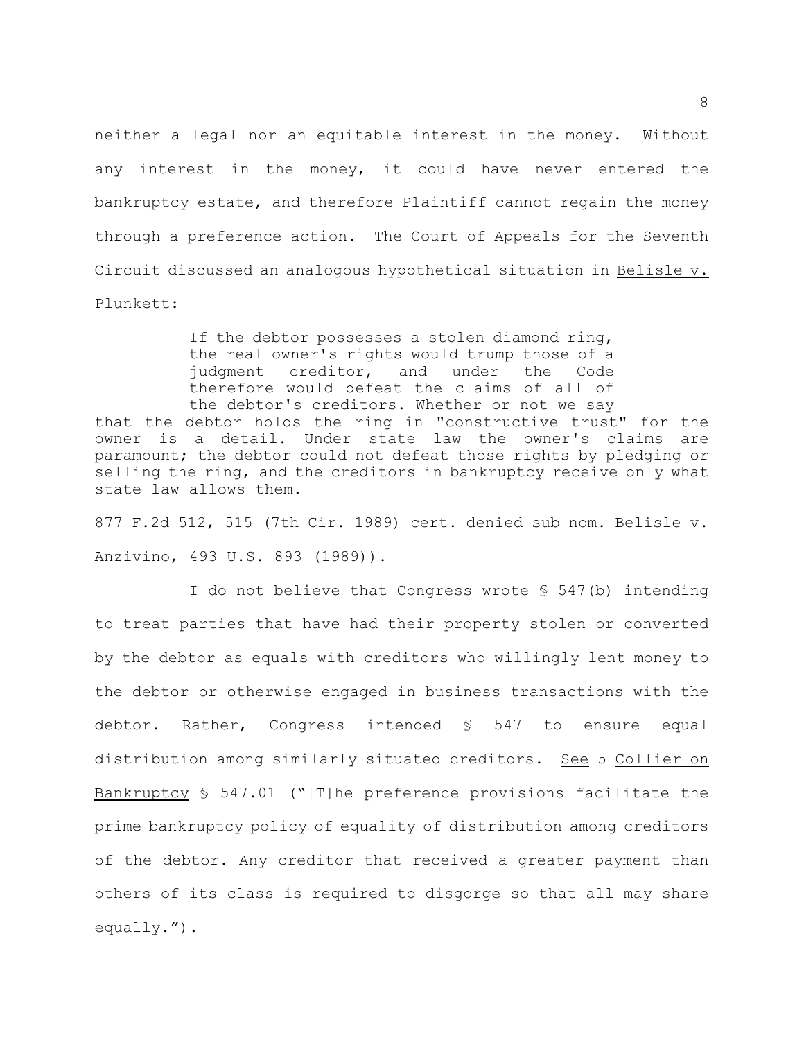neither a legal nor an equitable interest in the money. Without any interest in the money, it could have never entered the bankruptcy estate, and therefore Plaintiff cannot regain the money through a preference action. The Court of Appeals for the Seventh Circuit discussed an analogous hypothetical situation in Belisle v. Plunkett:

> If the debtor possesses a stolen diamond ring, the real owner's rights would trump those of a judgment creditor, and under the Code therefore would defeat the claims of all of the debtor's creditors. Whether or not we say that the debtor holds the ring in "constructive trust" for the owner is a detail. Under state law the owner's claims are paramount; the debtor could not defeat those rights by pledging or selling the ring, and the creditors in bankruptcy receive only what state law allows them.

877 F.2d 512, 515 (7th Cir. 1989) cert. denied sub nom. Belisle v. Anzivino, 493 U.S. 893 (1989)).

I do not believe that Congress wrote § 547(b) intending to treat parties that have had their property stolen or converted by the debtor as equals with creditors who willingly lent money to the debtor or otherwise engaged in business transactions with the debtor. Rather, Congress intended § 547 to ensure equal distribution among similarly situated creditors. See 5 Collier on Bankruptcy § 547.01 ("[T]he preference provisions facilitate the prime bankruptcy policy of equality of distribution among creditors of the debtor. Any creditor that received a greater payment than others of its class is required to disgorge so that all may share equally.").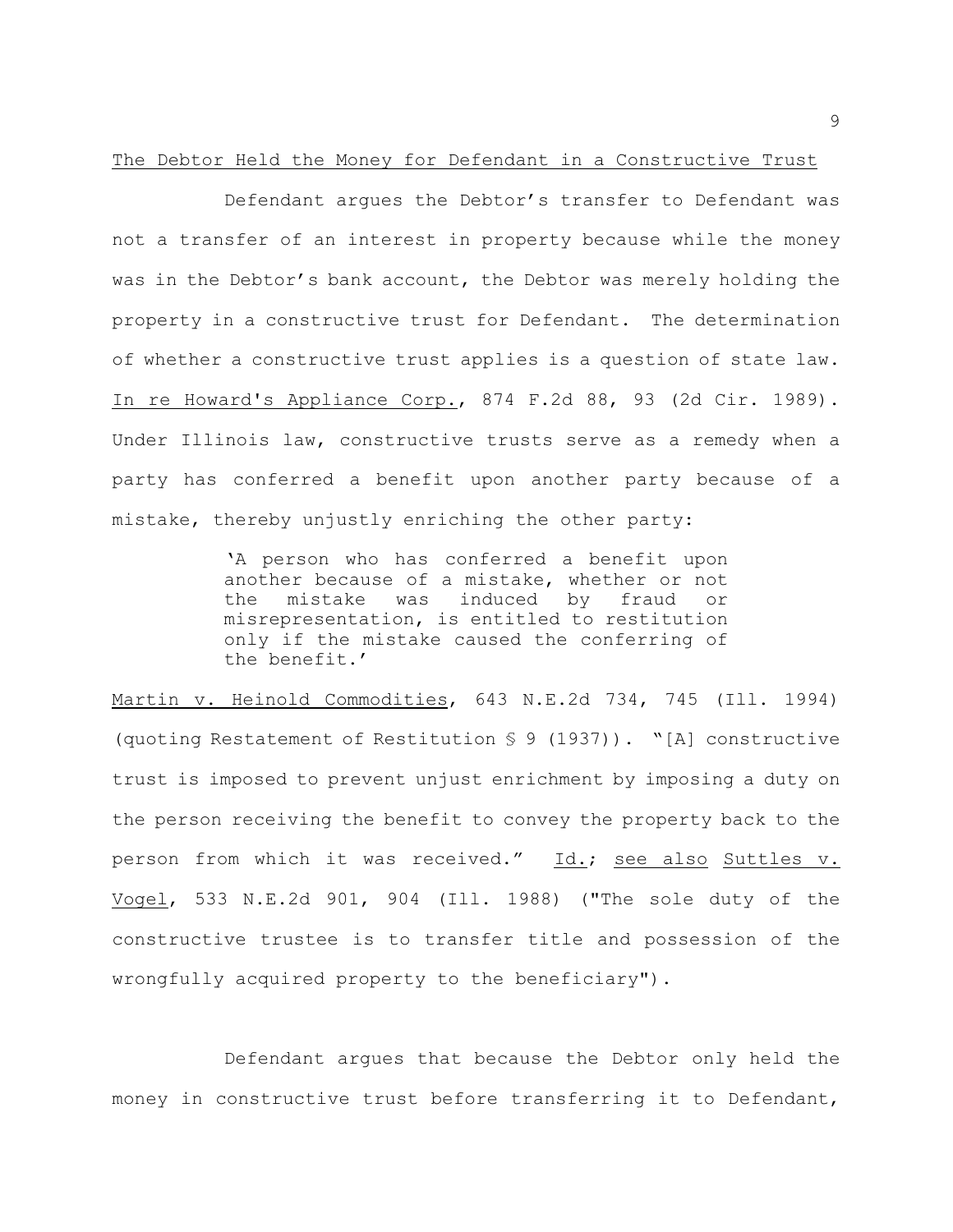The Debtor Held the Money for Defendant in a Constructive Trust

Defendant argues the Debtor's transfer to Defendant was not a transfer of an interest in property because while the money was in the Debtor's bank account, the Debtor was merely holding the property in a constructive trust for Defendant. The determination of whether a constructive trust applies is a question of state law. In re Howard's Appliance Corp., 874 F.2d 88, 93 (2d Cir. 1989). Under Illinois law, constructive trusts serve as a remedy when a party has conferred a benefit upon another party because of a mistake, thereby unjustly enriching the other party:

> 'A person who has conferred a benefit upon another because of a mistake, whether or not the mistake was induced by fraud or misrepresentation, is entitled to restitution only if the mistake caused the conferring of the benefit.'

Martin v. Heinold Commodities, 643 N.E.2d 734, 745 (Ill. 1994) (quoting Restatement of Restitution § 9 (1937)). "[A] constructive trust is imposed to prevent unjust enrichment by imposing a duty on the person receiving the benefit to convey the property back to the person from which it was received." Id.; see also Suttles v. Vogel, 533 N.E.2d 901, 904 (Ill. 1988) ("The sole duty of the constructive trustee is to transfer title and possession of the wrongfully acquired property to the beneficiary").

Defendant argues that because the Debtor only held the money in constructive trust before transferring it to Defendant,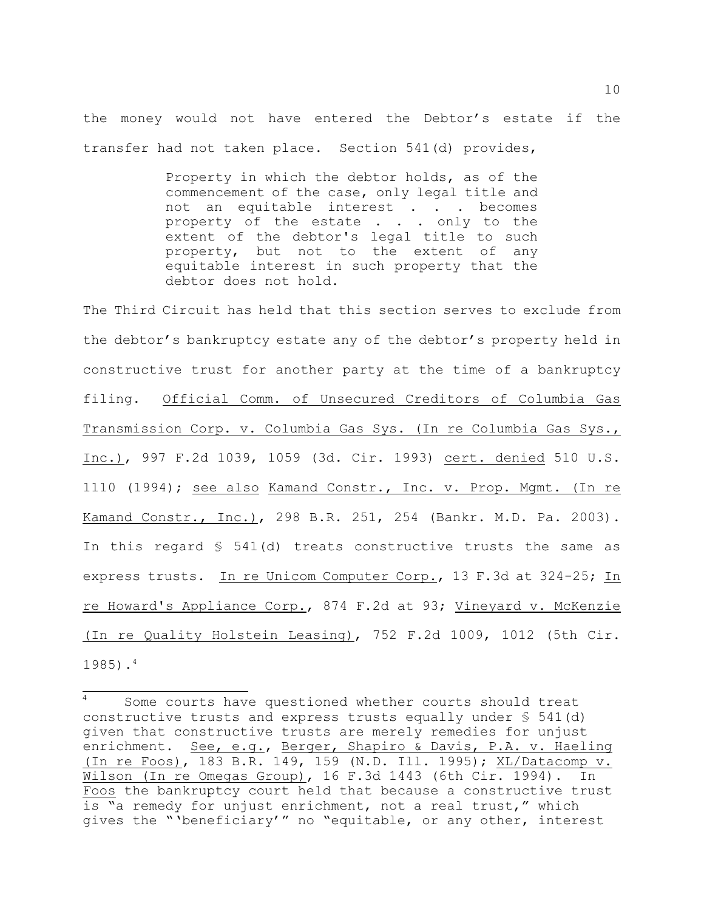the money would not have entered the Debtor's estate if the transfer had not taken place. Section 541(d) provides,

> Property in which the debtor holds, as of the commencement of the case, only legal title and not an equitable interest . . . becomes property of the estate . . . only to the extent of the debtor's legal title to such property, but not to the extent of any equitable interest in such property that the debtor does not hold.

The Third Circuit has held that this section serves to exclude from the debtor's bankruptcy estate any of the debtor's property held in constructive trust for another party at the time of a bankruptcy filing. Official Comm. of Unsecured Creditors of Columbia Gas Transmission Corp. v. Columbia Gas Sys. (In re Columbia Gas Sys., Inc.), 997 F.2d 1039, 1059 (3d. Cir. 1993) cert. denied 510 U.S. 1110 (1994); see also Kamand Constr., Inc. v. Prop. Mgmt. (In re Kamand Constr., Inc.), 298 B.R. 251, 254 (Bankr. M.D. Pa. 2003). In this regard § 541(d) treats constructive trusts the same as express trusts. In re Unicom Computer Corp., 13 F.3d at 324-25; In re Howard's Appliance Corp., 874 F.2d at 93; Vineyard v. McKenzie (In re Quality Holstein Leasing), 752 F.2d 1009, 1012 (5th Cir. 1985).[4]

---

[4] Some courts have questioned whether courts should treat constructive trusts and express trusts equally under § 541(d) given that constructive trusts are merely remedies for unjust enrichment. See, e.g., Berger, Shapiro & Davis, P.A. v. Haeling (In re Foos), 183 B.R. 149, 159 (N.D. Ill. 1995); XL/Datacomp v. Wilson (In re Omegas Group), 16 F.3d 1443 (6th Cir. 1994). In Foos the bankruptcy court held that because a constructive trust is "a remedy for unjust enrichment, not a real trust," which gives the "'beneficiary'" no "equitable, or any other, interest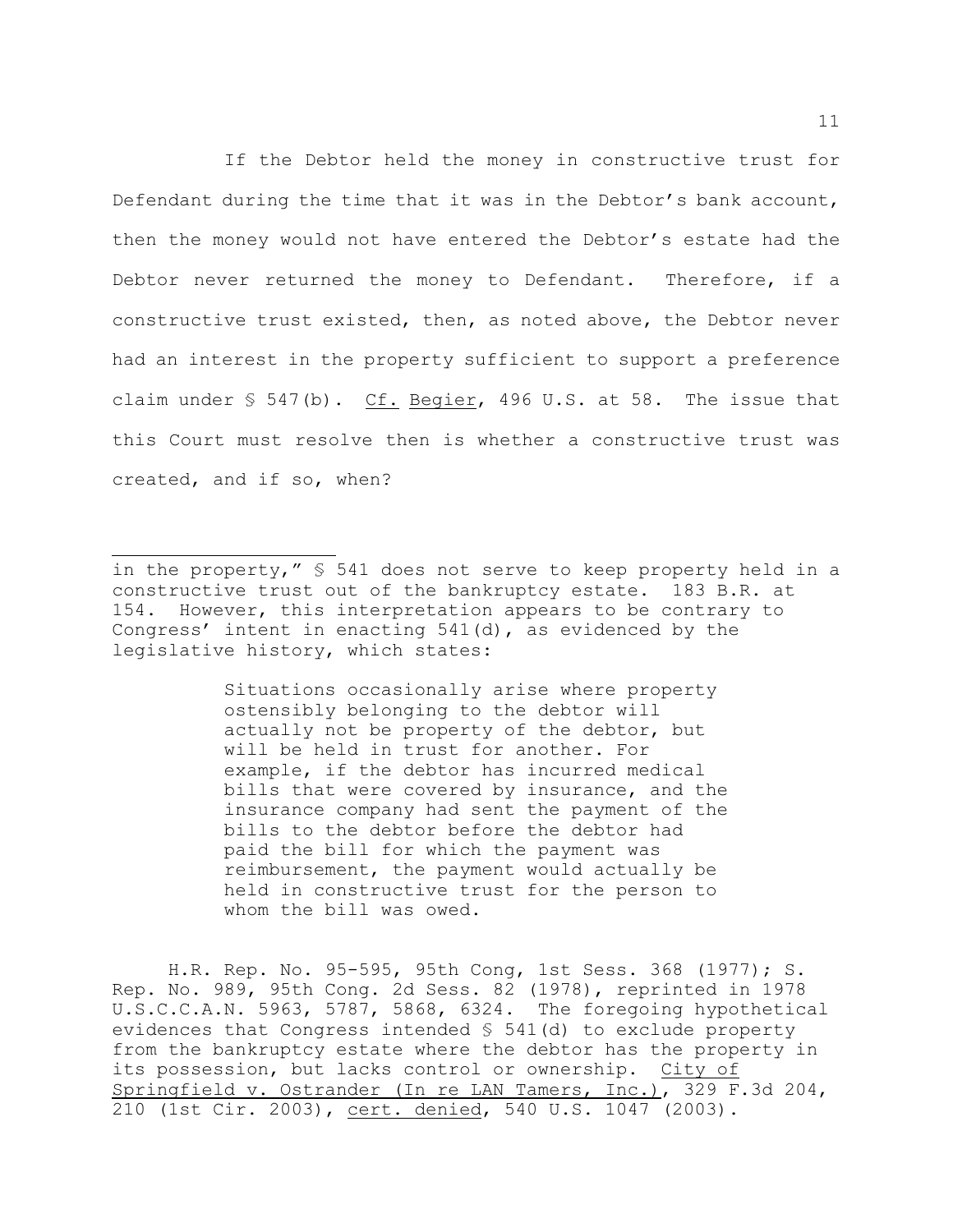If the Debtor held the money in constructive trust for Defendant during the time that it was in the Debtor's bank account, then the money would not have entered the Debtor's estate had the Debtor never returned the money to Defendant. Therefore, if a constructive trust existed, then, as noted above, the Debtor never had an interest in the property sufficient to support a preference claim under § 547(b). Cf. Begier, 496 U.S. at 58. The issue that this Court must resolve then is whether a constructive trust was created, and if so, when?

---

in the property," § 541 does not serve to keep property held in a constructive trust out of the bankruptcy estate. 183 B.R. at 154. However, this interpretation appears to be contrary to Congress' intent in enacting 541(d), as evidenced by the legislative history, which states:

> Situations occasionally arise where property ostensibly belonging to the debtor will actually not be property of the debtor, but will be held in trust for another. For example, if the debtor has incurred medical bills that were covered by insurance, and the insurance company had sent the payment of the bills to the debtor before the debtor had paid the bill for which the payment was reimbursement, the payment would actually be held in constructive trust for the person to whom the bill was owed.

H.R. Rep. No. 95-595, 95th Cong, 1st Sess. 368 (1977); S. Rep. No. 989, 95th Cong. 2d Sess. 82 (1978), reprinted in 1978 U.S.C.C.A.N. 5963, 5787, 5868, 6324. The foregoing hypothetical evidences that Congress intended § 541(d) to exclude property from the bankruptcy estate where the debtor has the property in its possession, but lacks control or ownership. City of Springfield v. Ostrander (In re LAN Tamers, Inc.), 329 F.3d 204, 210 (1st Cir. 2003), cert. denied, 540 U.S. 1047 (2003).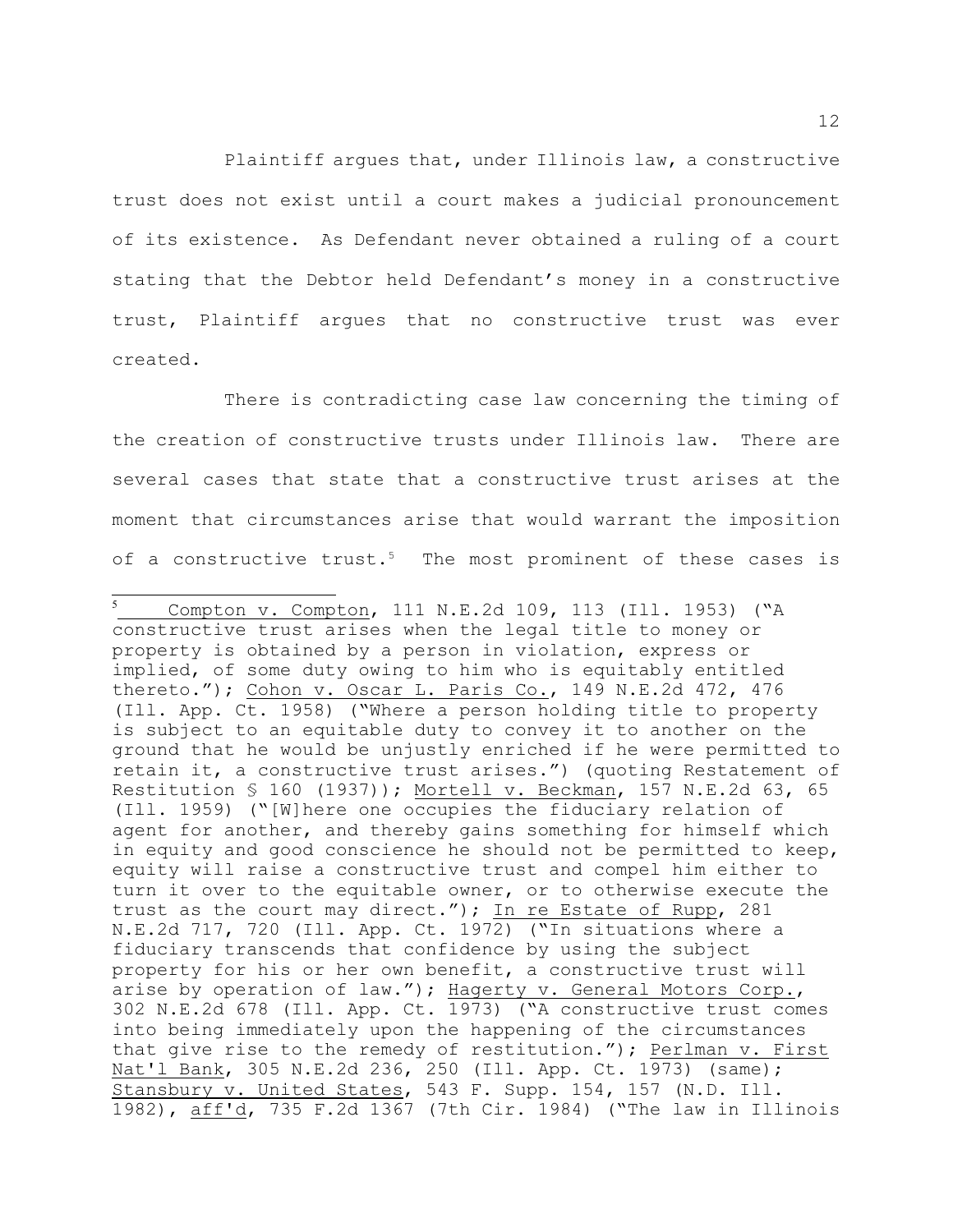Plaintiff argues that, under Illinois law, a constructive trust does not exist until a court makes a judicial pronouncement of its existence. As Defendant never obtained a ruling of a court stating that the Debtor held Defendant's money in a constructive trust, Plaintiff argues that no constructive trust was ever created.

There is contradicting case law concerning the timing of the creation of constructive trusts under Illinois law. There are several cases that state that a constructive trust arises at the moment that circumstances arise that would warrant the imposition of a constructive trust.[5] The most prominent of these cases is

---

[5] Compton v. Compton, 111 N.E.2d 109, 113 (Ill. 1953) ("A constructive trust arises when the legal title to money or property is obtained by a person in violation, express or implied, of some duty owing to him who is equitably entitled thereto."); Cohon v. Oscar L. Paris Co., 149 N.E.2d 472, 476 (Ill. App. Ct. 1958) ("Where a person holding title to property is subject to an equitable duty to convey it to another on the ground that he would be unjustly enriched if he were permitted to retain it, a constructive trust arises.") (quoting Restatement of Restitution § 160 (1937)); Mortell v. Beckman, 157 N.E.2d 63, 65 (Ill. 1959) ("[W]here one occupies the fiduciary relation of agent for another, and thereby gains something for himself which in equity and good conscience he should not be permitted to keep, equity will raise a constructive trust and compel him either to turn it over to the equitable owner, or to otherwise execute the trust as the court may direct."); In re Estate of Rupp, 281 N.E.2d 717, 720 (Ill. App. Ct. 1972) ("In situations where a fiduciary transcends that confidence by using the subject property for his or her own benefit, a constructive trust will arise by operation of law."); Hagerty v. General Motors Corp., 302 N.E.2d 678 (Ill. App. Ct. 1973) ("A constructive trust comes into being immediately upon the happening of the circumstances that give rise to the remedy of restitution."); Perlman v. First Nat'l Bank, 305 N.E.2d 236, 250 (Ill. App. Ct. 1973) (same); Stansbury v. United States, 543 F. Supp. 154, 157 (N.D. Ill. 1982), aff'd, 735 F.2d 1367 (7th Cir. 1984) ("The law in Illinois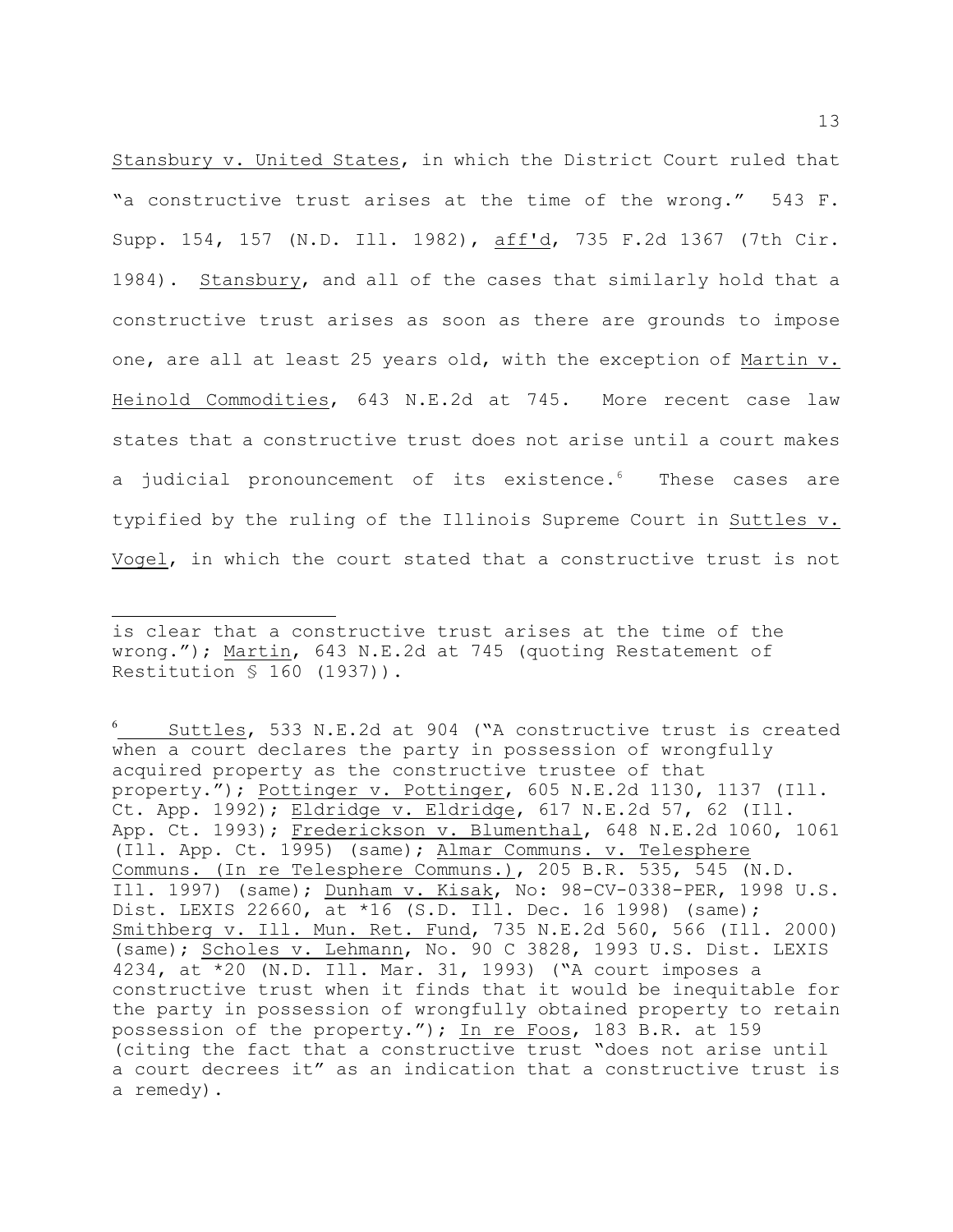Stansbury v. United States, in which the District Court ruled that "a constructive trust arises at the time of the wrong." 543 F. Supp. 154, 157 (N.D. Ill. 1982), aff'd, 735 F.2d 1367 (7th Cir. 1984). Stansbury, and all of the cases that similarly hold that a constructive trust arises as soon as there are grounds to impose one, are all at least 25 years old, with the exception of Martin v. Heinold Commodities, 643 N.E.2d at 745. More recent case law states that a constructive trust does not arise until a court makes a judicial pronouncement of its existence.[6] These cases are typified by the ruling of the Illinois Supreme Court in Suttles v. Vogel, in which the court stated that a constructive trust is not

---

is clear that a constructive trust arises at the time of the wrong."); Martin, 643 N.E.2d at 745 (quoting Restatement of Restitution § 160 (1937)).

[6] Suttles, 533 N.E.2d at 904 ("A constructive trust is created when a court declares the party in possession of wrongfully acquired property as the constructive trustee of that property."); Pottinger v. Pottinger, 605 N.E.2d 1130, 1137 (Ill. Ct. App. 1992); Eldridge v. Eldridge, 617 N.E.2d 57, 62 (Ill. App. Ct. 1993); Frederickson v. Blumenthal, 648 N.E.2d 1060, 1061 (Ill. App. Ct. 1995) (same); Almar Communs. v. Telesphere Communs. (In re Telesphere Communs.), 205 B.R. 535, 545 (N.D. Ill. 1997) (same); Dunham v. Kisak, No: 98-CV-0338-PER, 1998 U.S. Dist. LEXIS 22660, at *16 (S.D. Ill. Dec. 16 1998) (same); Smithberg v. Ill. Mun. Ret. Fund, 735 N.E.2d 560, 566 (Ill. 2000) (same); Scholes v. Lehmann, No. 90 C 3828, 1993 U.S. Dist. LEXIS 4234, at *20 (N.D. Ill. Mar. 31, 1993) ("A court imposes a constructive trust when it finds that it would be inequitable for the party in possession of wrongfully obtained property to retain possession of the property."); In re Foos, 183 B.R. at 159 (citing the fact that a constructive trust "does not arise until a court decrees it" as an indication that a constructive trust is a remedy).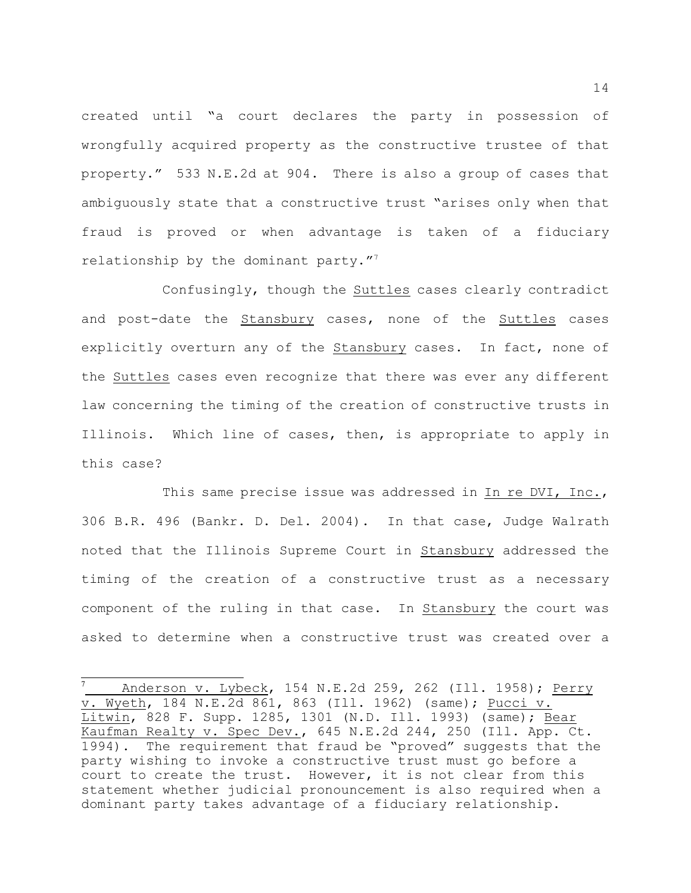created until "a court declares the party in possession of wrongfully acquired property as the constructive trustee of that property." 533 N.E.2d at 904. There is also a group of cases that ambiguously state that a constructive trust "arises only when that fraud is proved or when advantage is taken of a fiduciary relationship by the dominant party."[7]

Confusingly, though the Suttles cases clearly contradict and post-date the Stansbury cases, none of the Suttles cases explicitly overturn any of the Stansbury cases. In fact, none of the Suttles cases even recognize that there was ever any different law concerning the timing of the creation of constructive trusts in Illinois. Which line of cases, then, is appropriate to apply in this case?

This same precise issue was addressed in In re DVI, Inc., 306 B.R. 496 (Bankr. D. Del. 2004). In that case, Judge Walrath noted that the Illinois Supreme Court in Stansbury addressed the timing of the creation of a constructive trust as a necessary component of the ruling in that case. In Stansbury the court was asked to determine when a constructive trust was created over a

---

[7] Anderson v. Lybeck, 154 N.E.2d 259, 262 (Ill. 1958); Perry v. Wyeth, 184 N.E.2d 861, 863 (Ill. 1962) (same); Pucci v. Litwin, 828 F. Supp. 1285, 1301 (N.D. Ill. 1993) (same); Bear Kaufman Realty v. Spec Dev., 645 N.E.2d 244, 250 (Ill. App. Ct. 1994). The requirement that fraud be "proved" suggests that the party wishing to invoke a constructive trust must go before a court to create the trust. However, it is not clear from this statement whether judicial pronouncement is also required when a dominant party takes advantage of a fiduciary relationship.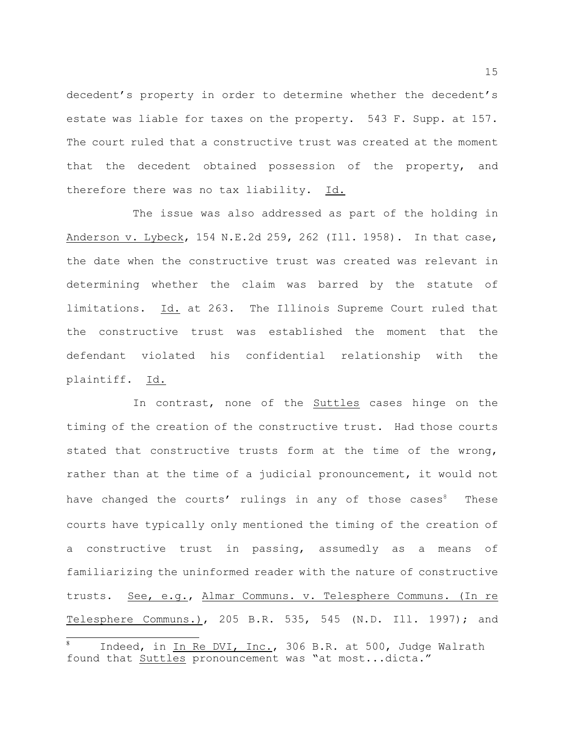decedent's property in order to determine whether the decedent's estate was liable for taxes on the property. 543 F. Supp. at 157. The court ruled that a constructive trust was created at the moment that the decedent obtained possession of the property, and therefore there was no tax liability. Id.

The issue was also addressed as part of the holding in Anderson v. Lybeck, 154 N.E.2d 259, 262 (Ill. 1958). In that case, the date when the constructive trust was created was relevant in determining whether the claim was barred by the statute of limitations. Id. at 263. The Illinois Supreme Court ruled that the constructive trust was established the moment that the defendant violated his confidential relationship with the plaintiff. Id.

In contrast, none of the Suttles cases hinge on the timing of the creation of the constructive trust. Had those courts stated that constructive trusts form at the time of the wrong, rather than at the time of a judicial pronouncement, it would not have changed the courts' rulings in any of those cases[8] These courts have typically only mentioned the timing of the creation of a constructive trust in passing, assumedly as a means of familiarizing the uninformed reader with the nature of constructive trusts. See, e.g., Almar Communs. v. Telesphere Communs. (In re Telesphere Communs.), 205 B.R. 535, 545 (N.D. Ill. 1997); and

[8] Indeed, in In Re DVI, Inc., 306 B.R. at 500, Judge Walrath found that Suttles pronouncement was "at most...dicta."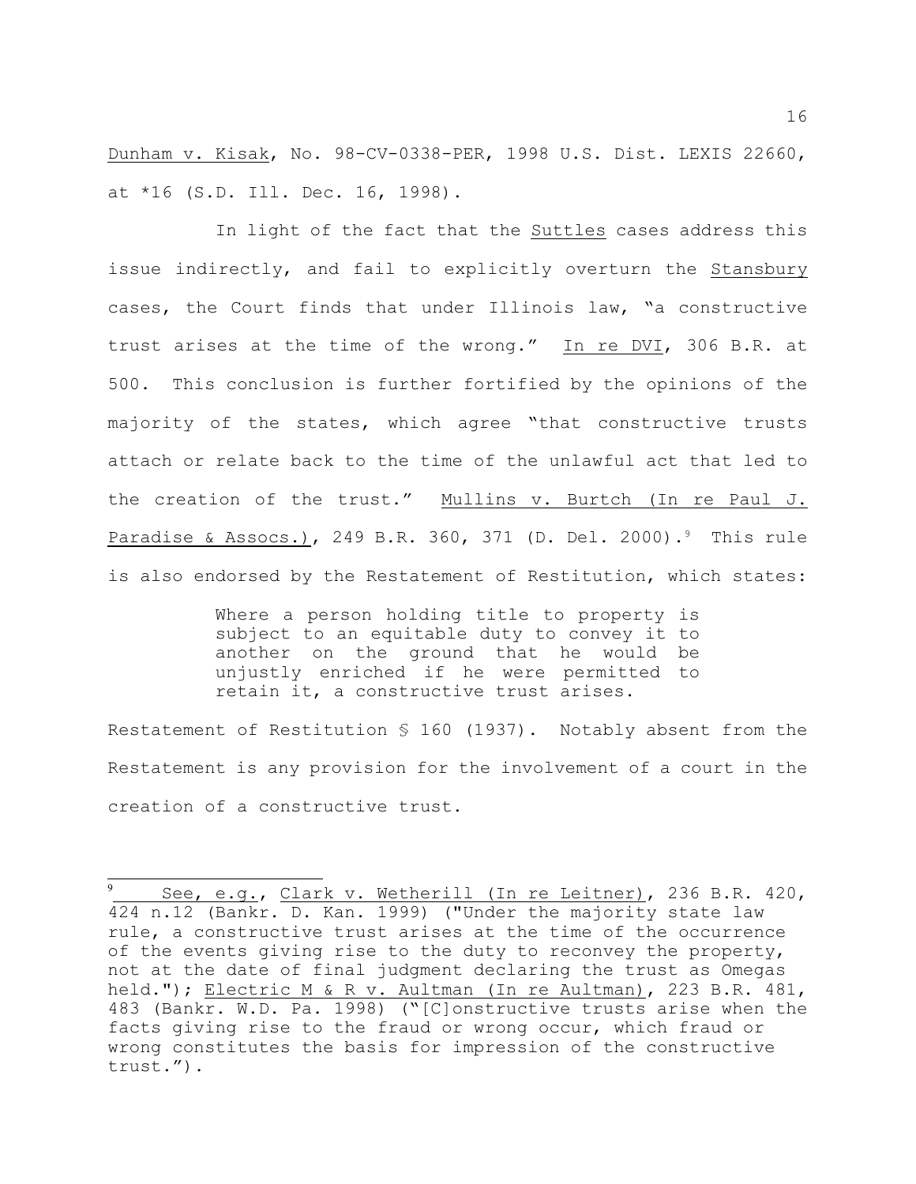Dunham v. Kisak, No. 98-CV-0338-PER, 1998 U.S. Dist. LEXIS 22660, at *16 (S.D. Ill. Dec. 16, 1998).

In light of the fact that the Suttles cases address this issue indirectly, and fail to explicitly overturn the Stansbury cases, the Court finds that under Illinois law, "a constructive trust arises at the time of the wrong." In re DVI, 306 B.R. at 500. This conclusion is further fortified by the opinions of the majority of the states, which agree "that constructive trusts attach or relate back to the time of the unlawful act that led to the creation of the trust." Mullins v. Burtch (In re Paul J. Paradise & Assocs.), 249 B.R. 360, 371 (D. Del. 2000).[9] This rule is also endorsed by the Restatement of Restitution, which states:

> Where a person holding title to property is subject to an equitable duty to convey it to another on the ground that he would be unjustly enriched if he were permitted to retain it, a constructive trust arises.

Restatement of Restitution § 160 (1937). Notably absent from the Restatement is any provision for the involvement of a court in the creation of a constructive trust.

---

[9] See, e.g., Clark v. Wetherill (In re Leitner), 236 B.R. 420, 424 n.12 (Bankr. D. Kan. 1999) ("Under the majority state law rule, a constructive trust arises at the time of the occurrence of the events giving rise to the duty to reconvey the property, not at the date of final judgment declaring the trust as Omegas held."); Electric M & R v. Aultman (In re Aultman), 223 B.R. 481, 483 (Bankr. W.D. Pa. 1998) ("[C]onstructive trusts arise when the facts giving rise to the fraud or wrong occur, which fraud or wrong constitutes the basis for impression of the constructive trust.").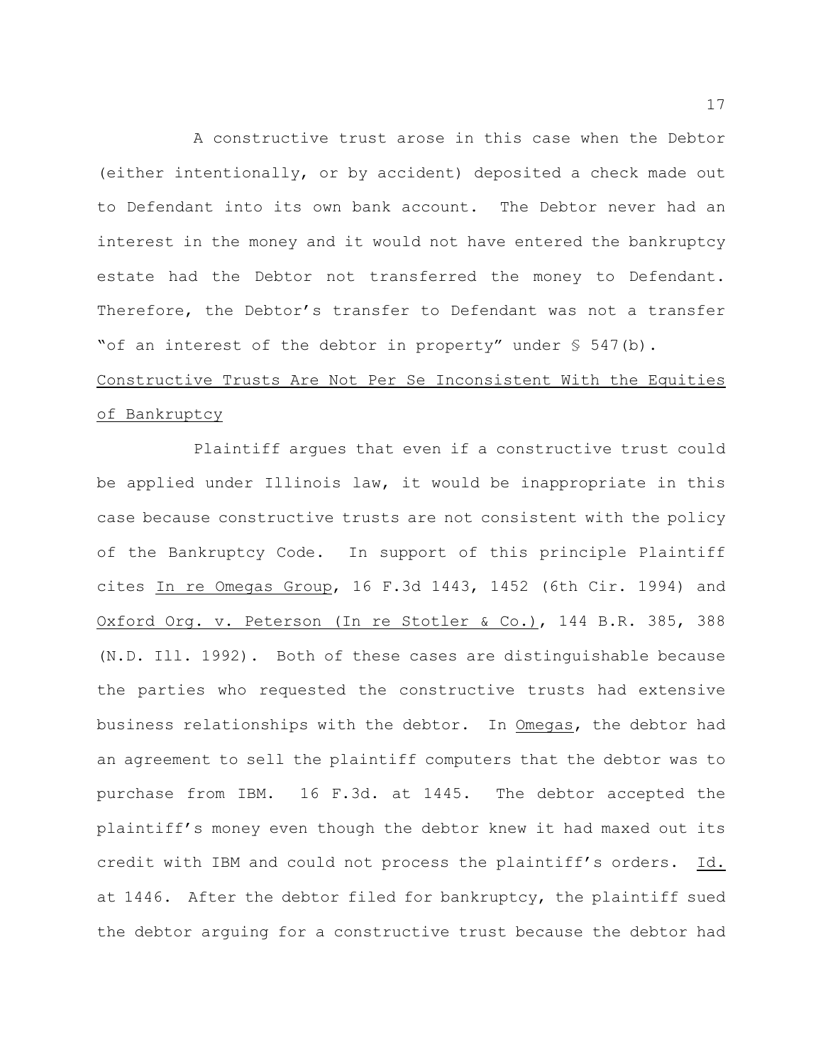A constructive trust arose in this case when the Debtor (either intentionally, or by accident) deposited a check made out to Defendant into its own bank account. The Debtor never had an interest in the money and it would not have entered the bankruptcy estate had the Debtor not transferred the money to Defendant. Therefore, the Debtor's transfer to Defendant was not a transfer "of an interest of the debtor in property" under § 547(b).

<u>Constructive Trusts Are Not Per Se Inconsistent With the Equities of Bankruptcy</u>

Plaintiff argues that even if a constructive trust could be applied under Illinois law, it would be inappropriate in this case because constructive trusts are not consistent with the policy of the Bankruptcy Code. In support of this principle Plaintiff cites <u>In re Omegas Group</u>, 16 F.3d 1443, 1452 (6th Cir. 1994) and <u>Oxford Org. v. Peterson (In re Stotler & Co.)</u>, 144 B.R. 385, 388 (N.D. Ill. 1992). Both of these cases are distinguishable because the parties who requested the constructive trusts had extensive business relationships with the debtor. In <u>Omegas</u>, the debtor had an agreement to sell the plaintiff computers that the debtor was to purchase from IBM. 16 F.3d. at 1445. The debtor accepted the plaintiff's money even though the debtor knew it had maxed out its credit with IBM and could not process the plaintiff's orders. <u>Id.</u> at 1446. After the debtor filed for bankruptcy, the plaintiff sued the debtor arguing for a constructive trust because the debtor had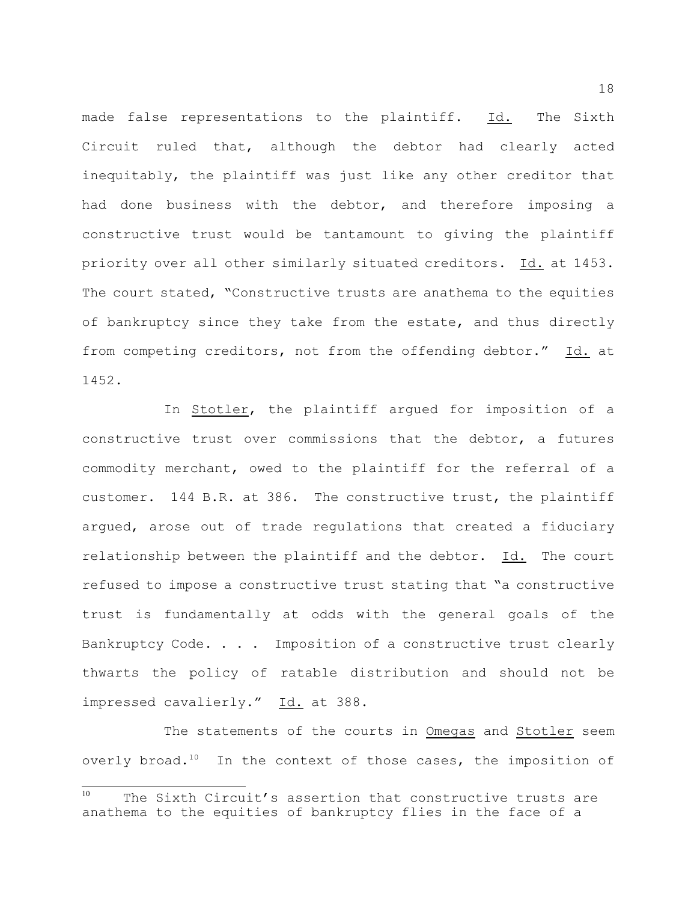made false representations to the plaintiff. Id. The Sixth Circuit ruled that, although the debtor had clearly acted inequitably, the plaintiff was just like any other creditor that had done business with the debtor, and therefore imposing a constructive trust would be tantamount to giving the plaintiff priority over all other similarly situated creditors. Id. at 1453. The court stated, "Constructive trusts are anathema to the equities of bankruptcy since they take from the estate, and thus directly from competing creditors, not from the offending debtor." Id. at 1452.

In Stotler, the plaintiff argued for imposition of a constructive trust over commissions that the debtor, a futures commodity merchant, owed to the plaintiff for the referral of a customer. 144 B.R. at 386. The constructive trust, the plaintiff argued, arose out of trade regulations that created a fiduciary relationship between the plaintiff and the debtor. Id. The court refused to impose a constructive trust stating that "a constructive trust is fundamentally at odds with the general goals of the Bankruptcy Code. . . . Imposition of a constructive trust clearly thwarts the policy of ratable distribution and should not be impressed cavalierly." Id. at 388.

The statements of the courts in Omegas and Stotler seem overly broad.[10] In the context of those cases, the imposition of

[10] The Sixth Circuit's assertion that constructive trusts are anathema to the equities of bankruptcy flies in the face of a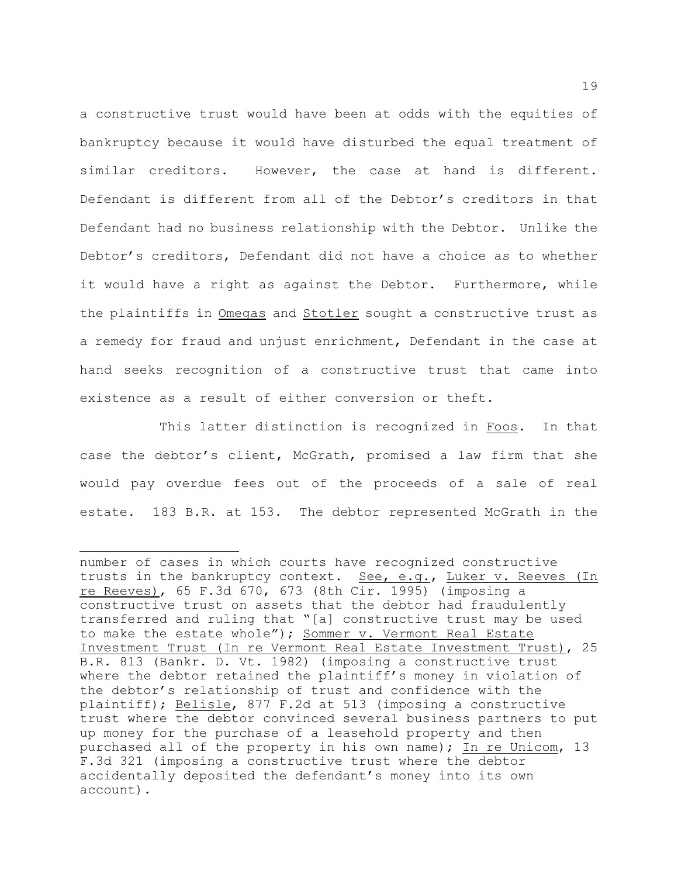a constructive trust would have been at odds with the equities of bankruptcy because it would have disturbed the equal treatment of similar creditors. However, the case at hand is different. Defendant is different from all of the Debtor's creditors in that Defendant had no business relationship with the Debtor. Unlike the Debtor's creditors, Defendant did not have a choice as to whether it would have a right as against the Debtor. Furthermore, while the plaintiffs in Omegas and Stotler sought a constructive trust as a remedy for fraud and unjust enrichment, Defendant in the case at hand seeks recognition of a constructive trust that came into existence as a result of either conversion or theft.

This latter distinction is recognized in Foos. In that case the debtor's client, McGrath, promised a law firm that she would pay overdue fees out of the proceeds of a sale of real estate. 183 B.R. at 153. The debtor represented McGrath in the

---

number of cases in which courts have recognized constructive trusts in the bankruptcy context. See, e.g., Luker v. Reeves (In re Reeves), 65 F.3d 670, 673 (8th Cir. 1995) (imposing a constructive trust on assets that the debtor had fraudulently transferred and ruling that "[a] constructive trust may be used to make the estate whole"); Sommer v. Vermont Real Estate Investment Trust (In re Vermont Real Estate Investment Trust), 25 B.R. 813 (Bankr. D. Vt. 1982) (imposing a constructive trust where the debtor retained the plaintiff's money in violation of the debtor's relationship of trust and confidence with the plaintiff); Belisle, 877 F.2d at 513 (imposing a constructive trust where the debtor convinced several business partners to put up money for the purchase of a leasehold property and then purchased all of the property in his own name); In re Unicom, 13 F.3d 321 (imposing a constructive trust where the debtor accidentally deposited the defendant's money into its own account).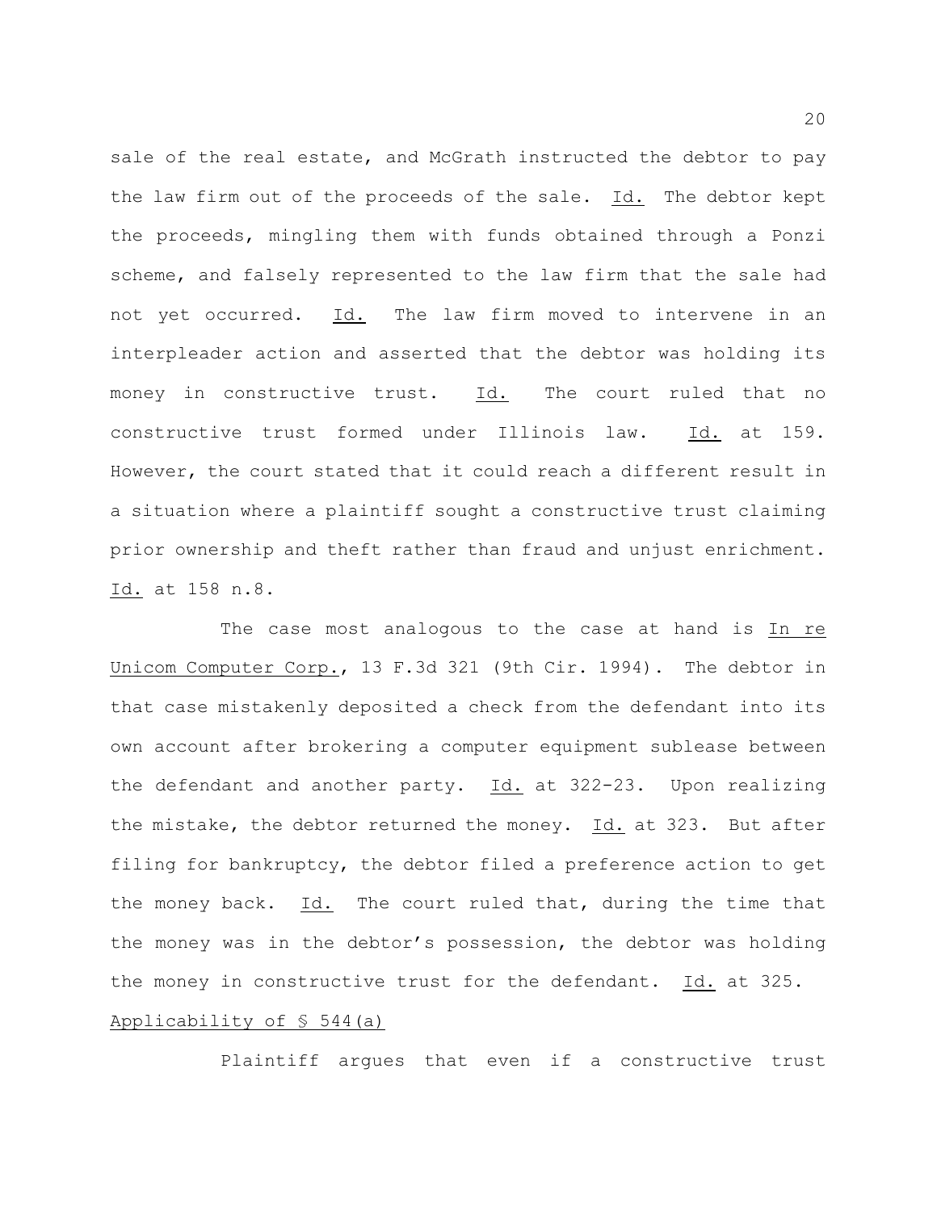sale of the real estate, and McGrath instructed the debtor to pay the law firm out of the proceeds of the sale. Id. The debtor kept the proceeds, mingling them with funds obtained through a Ponzi scheme, and falsely represented to the law firm that the sale had not yet occurred. Id. The law firm moved to intervene in an interpleader action and asserted that the debtor was holding its money in constructive trust. Id. The court ruled that no constructive trust formed under Illinois law. Id. at 159. However, the court stated that it could reach a different result in a situation where a plaintiff sought a constructive trust claiming prior ownership and theft rather than fraud and unjust enrichment. Id. at 158 n.8.

The case most analogous to the case at hand is In re Unicom Computer Corp., 13 F.3d 321 (9th Cir. 1994). The debtor in that case mistakenly deposited a check from the defendant into its own account after brokering a computer equipment sublease between the defendant and another party. Id. at 322-23. Upon realizing the mistake, the debtor returned the money. Id. at 323. But after filing for bankruptcy, the debtor filed a preference action to get the money back. Id. The court ruled that, during the time that the money was in the debtor's possession, the debtor was holding the money in constructive trust for the defendant. Id. at 325.

Applicability of § 544(a)

Plaintiff argues that even if a constructive trust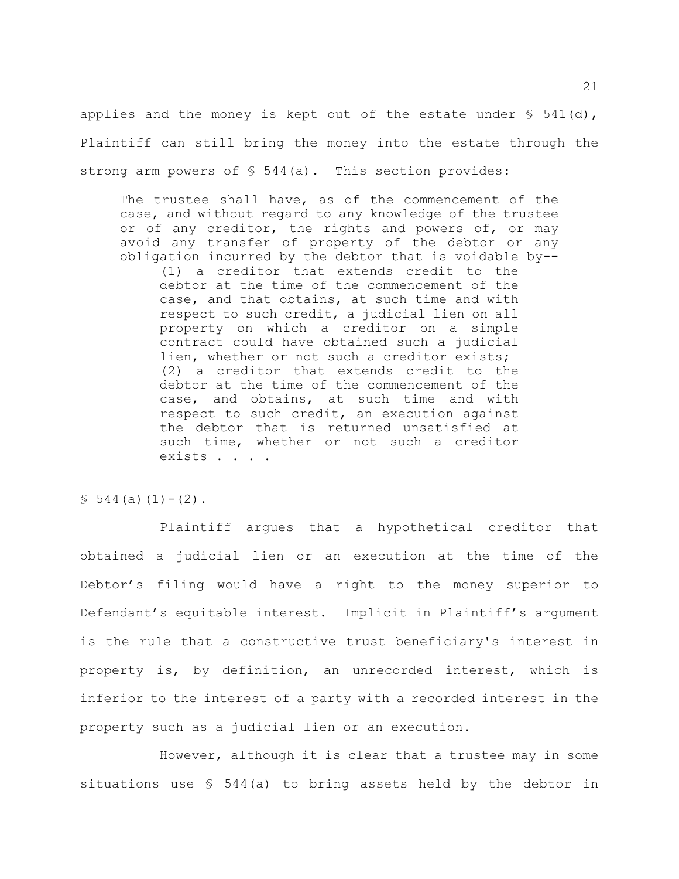applies and the money is kept out of the estate under § 541(d), Plaintiff can still bring the money into the estate through the strong arm powers of § 544(a). This section provides:

> The trustee shall have, as of the commencement of the case, and without regard to any knowledge of the trustee or of any creditor, the rights and powers of, or may avoid any transfer of property of the debtor or any obligation incurred by the debtor that is voidable by--
>
> (1) a creditor that extends credit to the debtor at the time of the commencement of the case, and that obtains, at such time and with respect to such credit, a judicial lien on all property on which a creditor on a simple contract could have obtained such a judicial lien, whether or not such a creditor exists;
>
> (2) a creditor that extends credit to the debtor at the time of the commencement of the case, and obtains, at such time and with respect to such credit, an execution against the debtor that is returned unsatisfied at such time, whether or not such a creditor exists . . . .

§ 544(a)(1)-(2).

Plaintiff argues that a hypothetical creditor that obtained a judicial lien or an execution at the time of the Debtor's filing would have a right to the money superior to Defendant's equitable interest. Implicit in Plaintiff's argument is the rule that a constructive trust beneficiary's interest in property is, by definition, an unrecorded interest, which is inferior to the interest of a party with a recorded interest in the property such as a judicial lien or an execution.

However, although it is clear that a trustee may in some situations use § 544(a) to bring assets held by the debtor in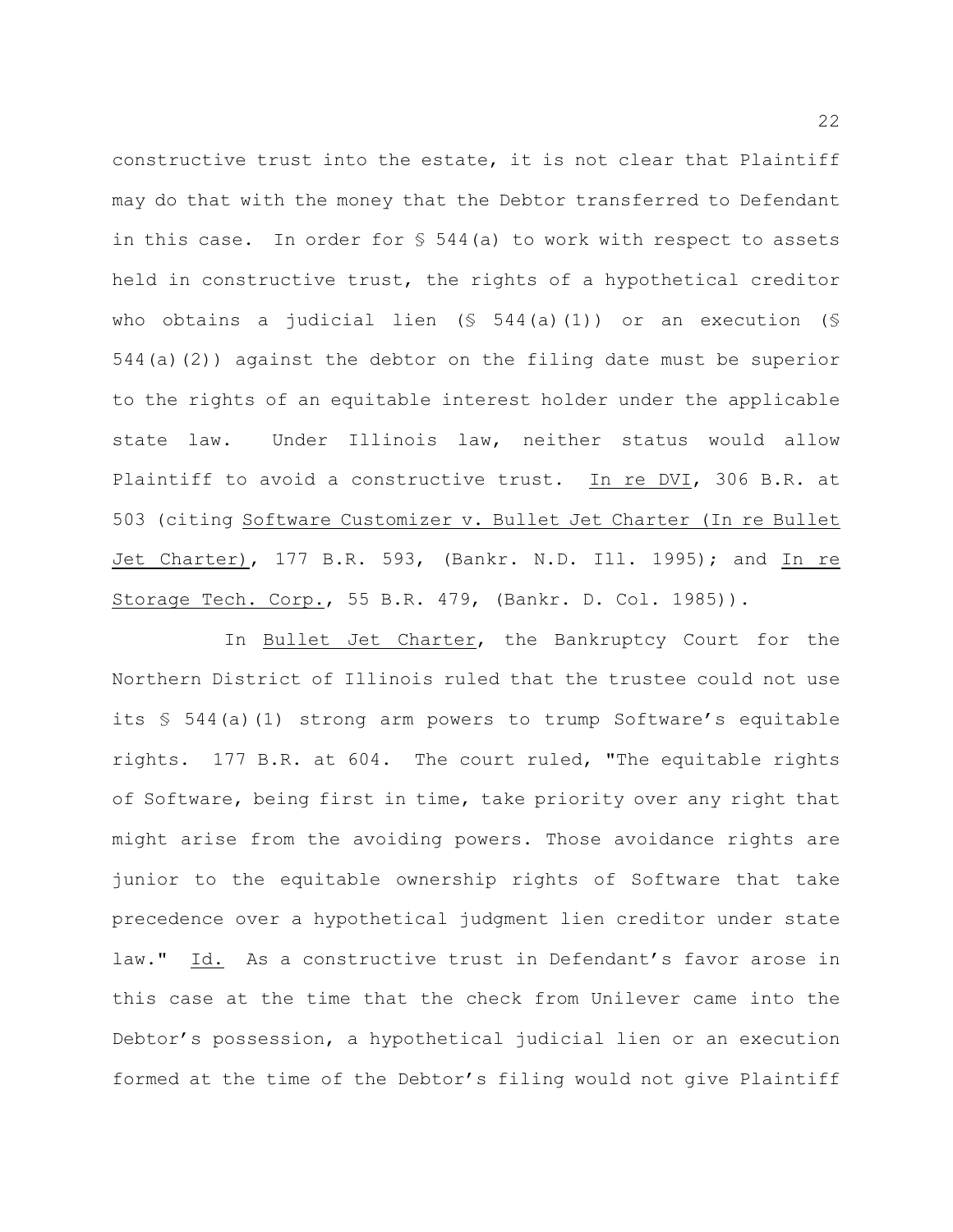constructive trust into the estate, it is not clear that Plaintiff may do that with the money that the Debtor transferred to Defendant in this case. In order for § 544(a) to work with respect to assets held in constructive trust, the rights of a hypothetical creditor who obtains a judicial lien (§ 544(a)(1)) or an execution (§ 544(a)(2)) against the debtor on the filing date must be superior to the rights of an equitable interest holder under the applicable state law. Under Illinois law, neither status would allow Plaintiff to avoid a constructive trust. In re DVI, 306 B.R. at 503 (citing Software Customizer v. Bullet Jet Charter (In re Bullet Jet Charter), 177 B.R. 593, (Bankr. N.D. Ill. 1995); and In re Storage Tech. Corp., 55 B.R. 479, (Bankr. D. Col. 1985)).

In Bullet Jet Charter, the Bankruptcy Court for the Northern District of Illinois ruled that the trustee could not use its § 544(a)(1) strong arm powers to trump Software's equitable rights. 177 B.R. at 604. The court ruled, "The equitable rights of Software, being first in time, take priority over any right that might arise from the avoiding powers. Those avoidance rights are junior to the equitable ownership rights of Software that take precedence over a hypothetical judgment lien creditor under state law." Id. As a constructive trust in Defendant's favor arose in this case at the time that the check from Unilever came into the Debtor's possession, a hypothetical judicial lien or an execution formed at the time of the Debtor's filing would not give Plaintiff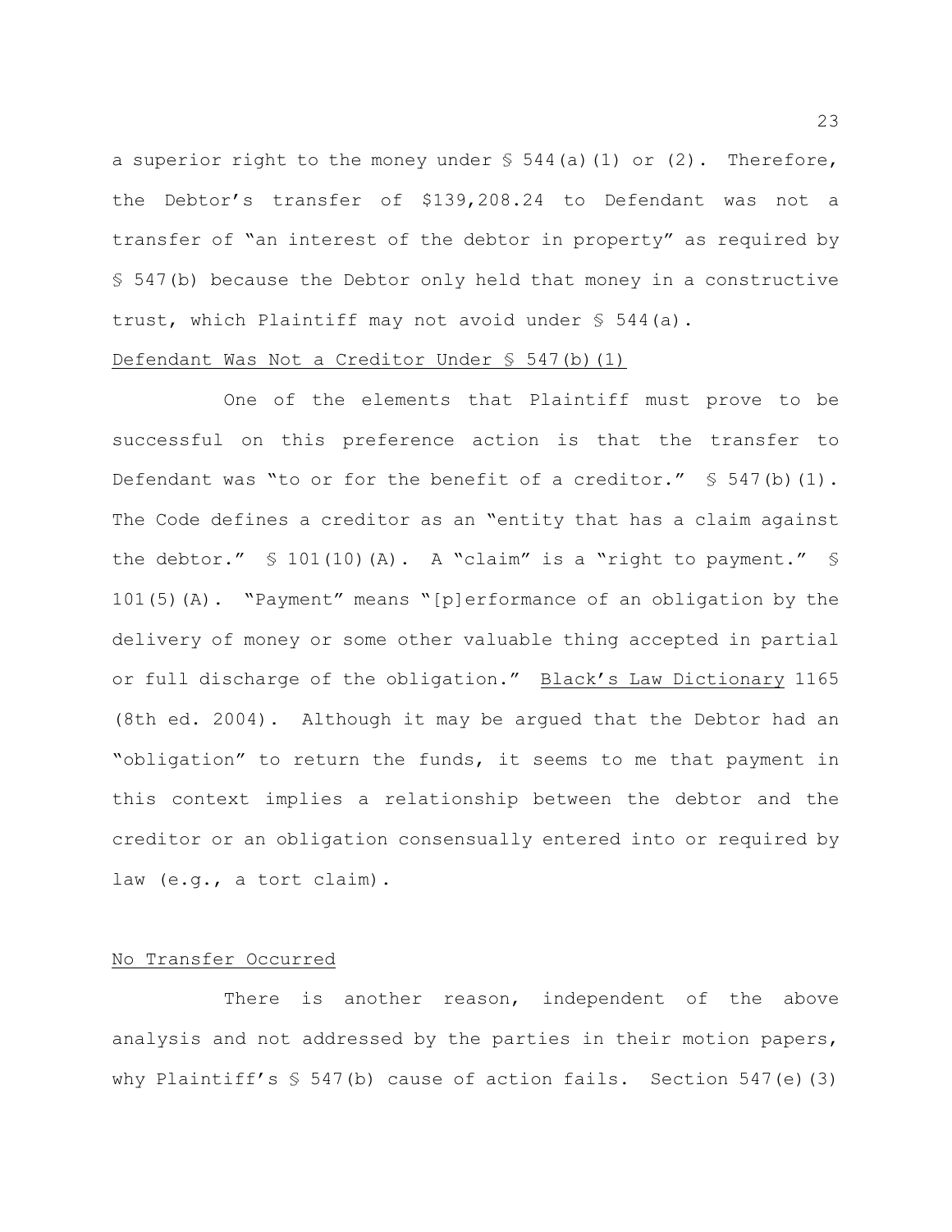a superior right to the money under § 544(a)(1) or (2). Therefore, the Debtor's transfer of $139,208.24 to Defendant was not a transfer of "an interest of the debtor in property" as required by § 547(b) because the Debtor only held that money in a constructive trust, which Plaintiff may not avoid under § 544(a).

<u>Defendant Was Not a Creditor Under § 547(b)(1)</u>

One of the elements that Plaintiff must prove to be successful on this preference action is that the transfer to Defendant was "to or for the benefit of a creditor." § 547(b)(1). The Code defines a creditor as an "entity that has a claim against the debtor." § 101(10)(A). A "claim" is a "right to payment." § 101(5)(A). "Payment" means "[p]erformance of an obligation by the delivery of money or some other valuable thing accepted in partial or full discharge of the obligation." <u>Black's Law Dictionary</u> 1165 (8th ed. 2004). Although it may be argued that the Debtor had an "obligation" to return the funds, it seems to me that payment in this context implies a relationship between the debtor and the creditor or an obligation consensually entered into or required by law (e.g., a tort claim).

<u>No Transfer Occurred</u>

There is another reason, independent of the above analysis and not addressed by the parties in their motion papers, why Plaintiff's § 547(b) cause of action fails. Section 547(e)(3)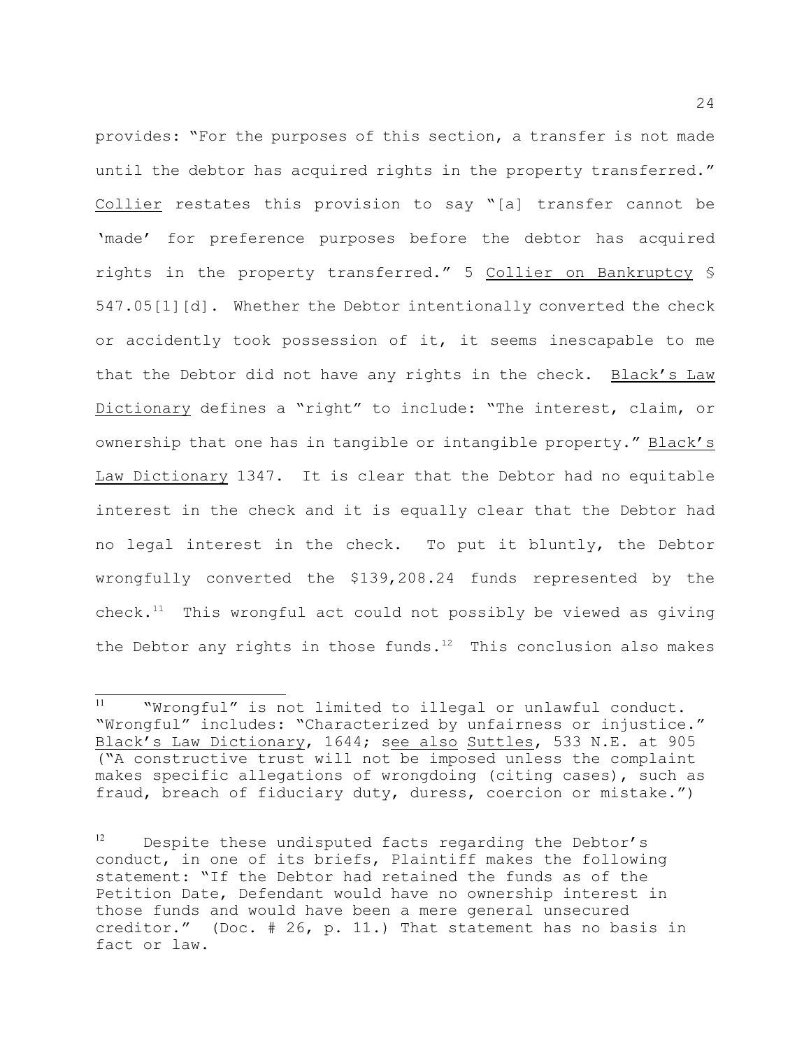provides: "For the purposes of this section, a transfer is not made until the debtor has acquired rights in the property transferred." Collier restates this provision to say "[a] transfer cannot be 'made' for preference purposes before the debtor has acquired rights in the property transferred." 5 Collier on Bankruptcy § 547.05[1][d]. Whether the Debtor intentionally converted the check or accidently took possession of it, it seems inescapable to me that the Debtor did not have any rights in the check. Black's Law Dictionary defines a "right" to include: "The interest, claim, or ownership that one has in tangible or intangible property." Black's Law Dictionary 1347. It is clear that the Debtor had no equitable interest in the check and it is equally clear that the Debtor had no legal interest in the check. To put it bluntly, the Debtor wrongfully converted the $139,208.24 funds represented by the check.[11] This wrongful act could not possibly be viewed as giving the Debtor any rights in those funds.[12] This conclusion also makes

---

[11] "Wrongful" is not limited to illegal or unlawful conduct. "Wrongful" includes: "Characterized by unfairness or injustice." Black's Law Dictionary, 1644; see also Suttles, 533 N.E. at 905 ("A constructive trust will not be imposed unless the complaint makes specific allegations of wrongdoing (citing cases), such as fraud, breach of fiduciary duty, duress, coercion or mistake.")

[12] Despite these undisputed facts regarding the Debtor's conduct, in one of its briefs, Plaintiff makes the following statement: "If the Debtor had retained the funds as of the Petition Date, Defendant would have no ownership interest in those funds and would have been a mere general unsecured creditor." (Doc. # 26, p. 11.) That statement has no basis in fact or law.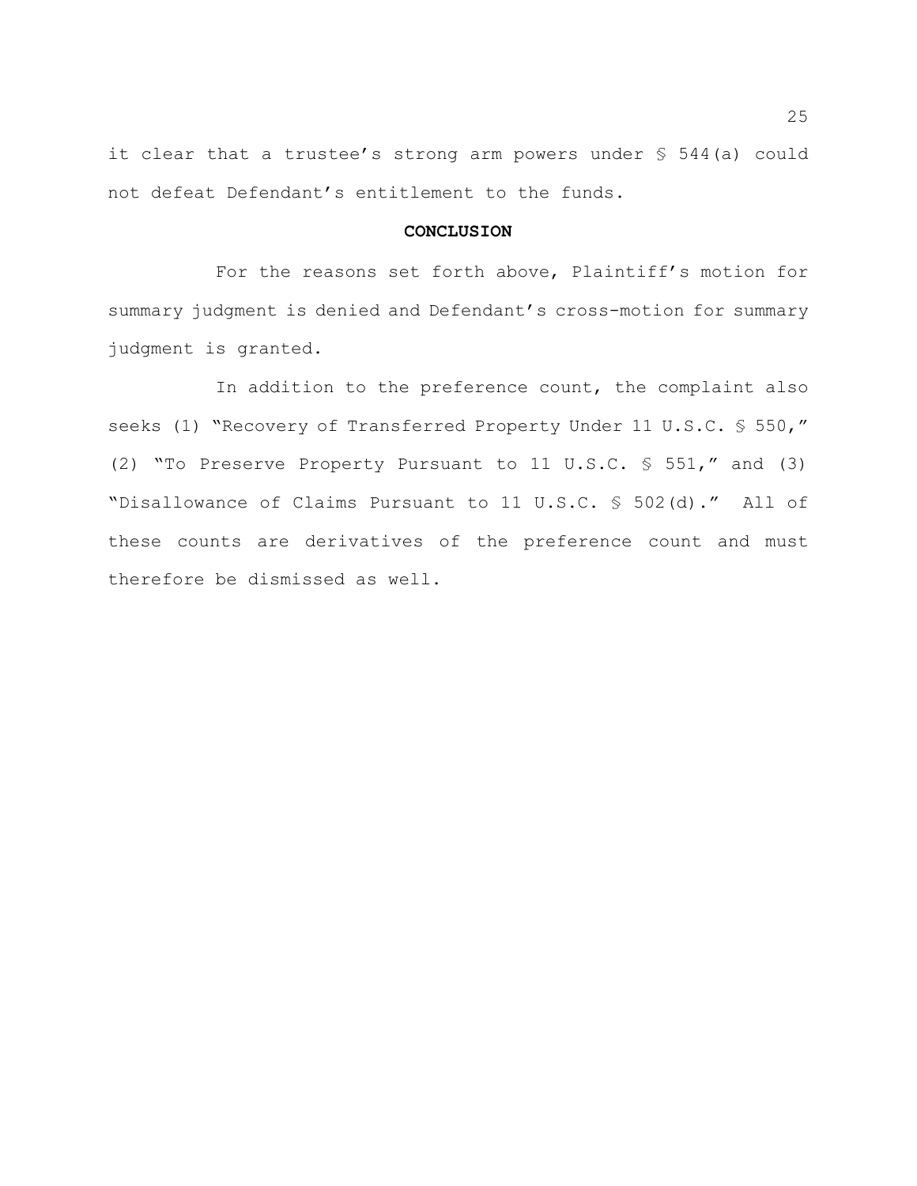it clear that a trustee's strong arm powers under § 544(a) could not defeat Defendant's entitlement to the funds.

**CONCLUSION**

For the reasons set forth above, Plaintiff's motion for summary judgment is denied and Defendant's cross-motion for summary judgment is granted.

In addition to the preference count, the complaint also seeks (1) "Recovery of Transferred Property Under 11 U.S.C. § 550," (2) "To Preserve Property Pursuant to 11 U.S.C. § 551," and (3) "Disallowance of Claims Pursuant to 11 U.S.C. § 502(d)." All of these counts are derivatives of the preference count and must therefore be dismissed as well.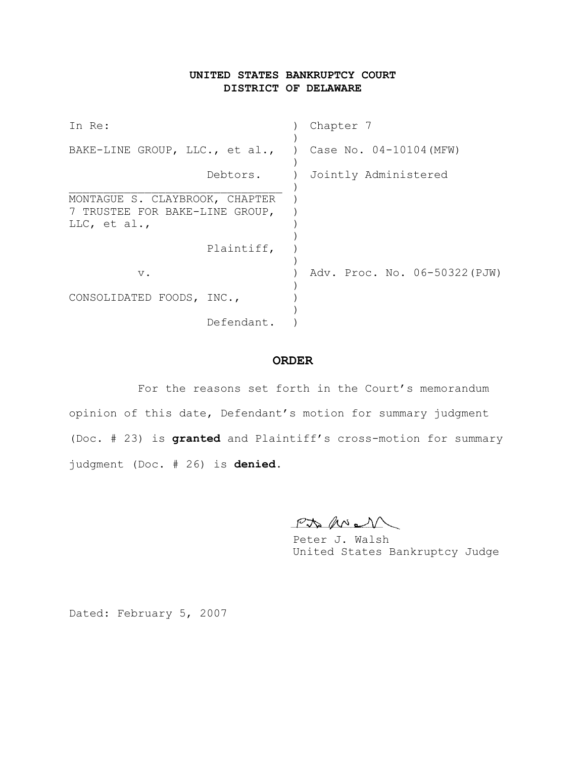**UNITED STATES BANKRUPTCY COURT**
**DISTRICT OF DELAWARE**

| | |
|---|---|
| In Re: | Chapter 7 |
| BAKE-LINE GROUP, LLC., et al., | Case No. 04-10104(MFW) |
| Debtors. | Jointly Administered |
| MONTAGUE S. CLAYBROOK, CHAPTER 7 TRUSTEE FOR BAKE-LINE GROUP, LLC, et al., | |
| Plaintiff, | |
| v. | Adv. Proc. No. 06-50322(PJW) |
| CONSOLIDATED FOODS, INC., | |
| Defendant. | |

## ORDER

For the reasons set forth in the Court's memorandum opinion of this date, Defendant's motion for summary judgment (Doc. # 23) is **granted** and Plaintiff's cross-motion for summary judgment (Doc. # 26) is **denied**.

Peter J. Walsh
United States Bankruptcy Judge

Dated: February 5, 2007